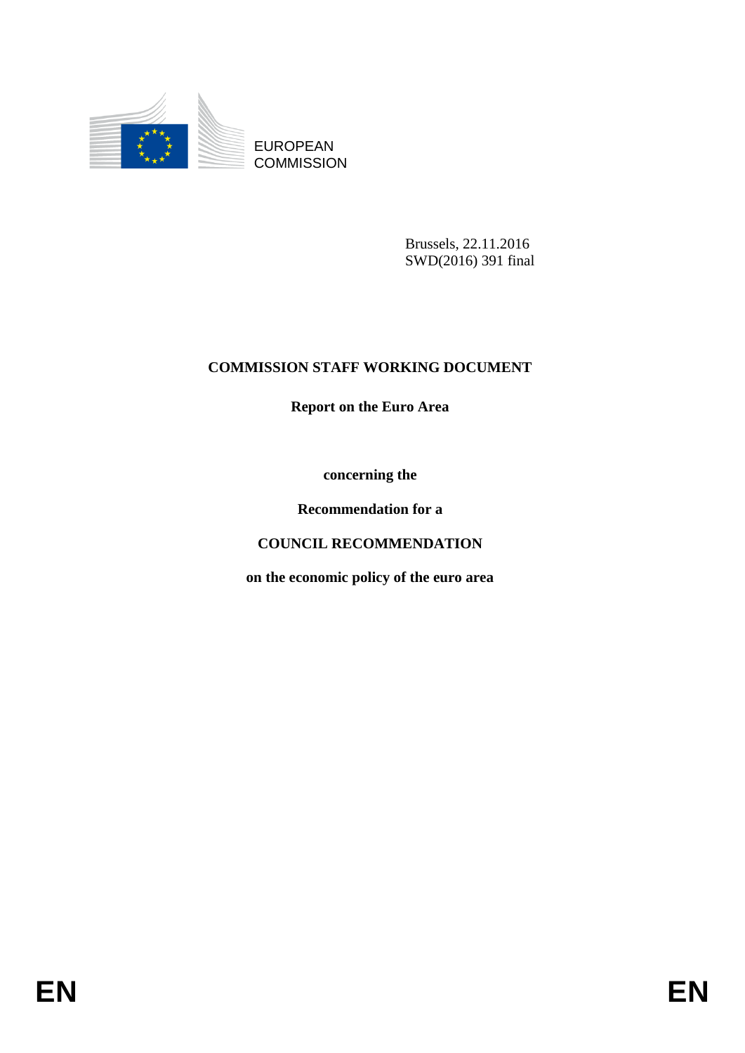EUROPEAN COMMISSION

Brussels, 22.11.2016
SWD(2016) 391 final

# COMMISSION STAFF WORKING DOCUMENT

**Report on the Euro Area**

**concerning the**

**Recommendation for a**

**COUNCIL RECOMMENDATION**

**on the economic policy of the euro area**

EN EN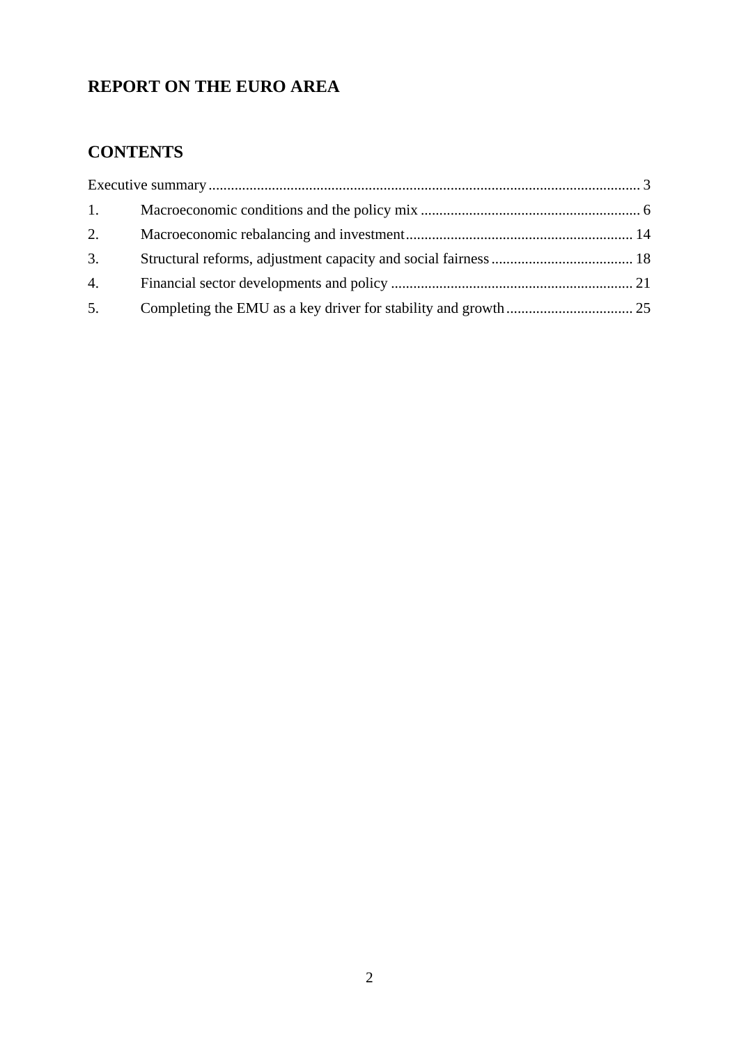# REPORT ON THE EURO AREA

## CONTENTS

Executive summary ........................................................................ 3

1. Macroeconomic conditions and the policy mix ........................................ 6
2. Macroeconomic rebalancing and investment ........................................... 14
3. Structural reforms, adjustment capacity and social fairness ....................... 18
4. Financial sector developments and policy ........................................... 21
5. Completing the EMU as a key driver for stability and growth ...................... 25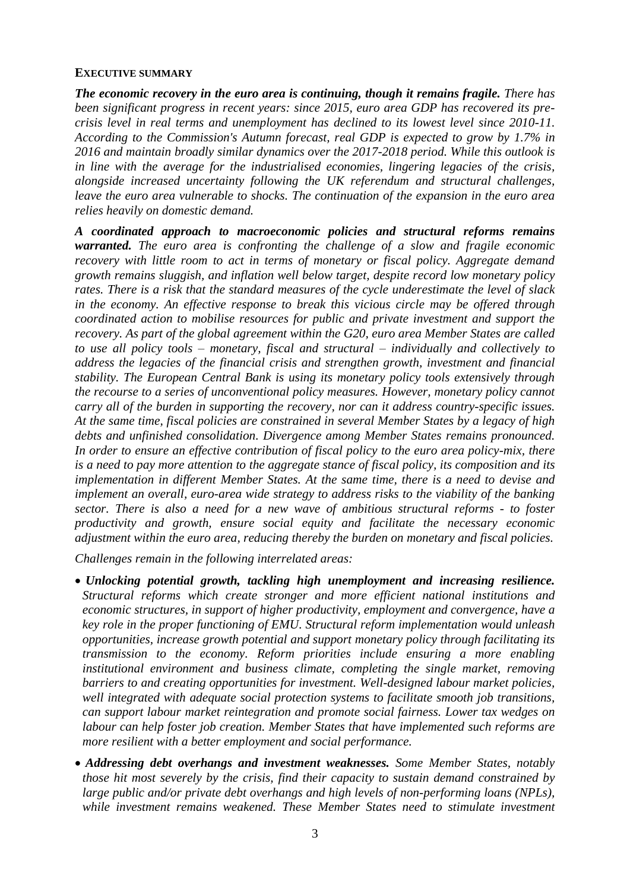# EXECUTIVE SUMMARY

***The economic recovery in the euro area is continuing, though it remains fragile.*** *There has been significant progress in recent years: since 2015, euro area GDP has recovered its pre-crisis level in real terms and unemployment has declined to its lowest level since 2010-11. According to the Commission's Autumn forecast, real GDP is expected to grow by 1.7% in 2016 and maintain broadly similar dynamics over the 2017-2018 period. While this outlook is in line with the average for the industrialised economies, lingering legacies of the crisis, alongside increased uncertainty following the UK referendum and structural challenges, leave the euro area vulnerable to shocks. The continuation of the expansion in the euro area relies heavily on domestic demand.*

***A coordinated approach to macroeconomic policies and structural reforms remains warranted.*** *The euro area is confronting the challenge of a slow and fragile economic recovery with little room to act in terms of monetary or fiscal policy. Aggregate demand growth remains sluggish, and inflation well below target, despite record low monetary policy rates. There is a risk that the standard measures of the cycle underestimate the level of slack in the economy. An effective response to break this vicious circle may be offered through coordinated action to mobilise resources for public and private investment and support the recovery. As part of the global agreement within the G20, euro area Member States are called to use all policy tools – monetary, fiscal and structural – individually and collectively to address the legacies of the financial crisis and strengthen growth, investment and financial stability. The European Central Bank is using its monetary policy tools extensively through the recourse to a series of unconventional policy measures. However, monetary policy cannot carry all of the burden in supporting the recovery, nor can it address country-specific issues. At the same time, fiscal policies are constrained in several Member States by a legacy of high debts and unfinished consolidation. Divergence among Member States remains pronounced. In order to ensure an effective contribution of fiscal policy to the euro area policy-mix, there is a need to pay more attention to the aggregate stance of fiscal policy, its composition and its implementation in different Member States. At the same time, there is a need to devise and implement an overall, euro-area wide strategy to address risks to the viability of the banking sector. There is also a need for a new wave of ambitious structural reforms - to foster productivity and growth, ensure social equity and facilitate the necessary economic adjustment within the euro area, reducing thereby the burden on monetary and fiscal policies.*

*Challenges remain in the following interrelated areas:*

- ***Unlocking potential growth, tackling high unemployment and increasing resilience.*** *Structural reforms which create stronger and more efficient national institutions and economic structures, in support of higher productivity, employment and convergence, have a key role in the proper functioning of EMU. Structural reform implementation would unleash opportunities, increase growth potential and support monetary policy through facilitating its transmission to the economy. Reform priorities include ensuring a more enabling institutional environment and business climate, completing the single market, removing barriers to and creating opportunities for investment. Well-designed labour market policies, well integrated with adequate social protection systems to facilitate smooth job transitions, can support labour market reintegration and promote social fairness. Lower tax wedges on labour can help foster job creation. Member States that have implemented such reforms are more resilient with a better employment and social performance.*
- ***Addressing debt overhangs and investment weaknesses.*** *Some Member States, notably those hit most severely by the crisis, find their capacity to sustain demand constrained by large public and/or private debt overhangs and high levels of non-performing loans (NPLs), while investment remains weakened. These Member States need to stimulate investment*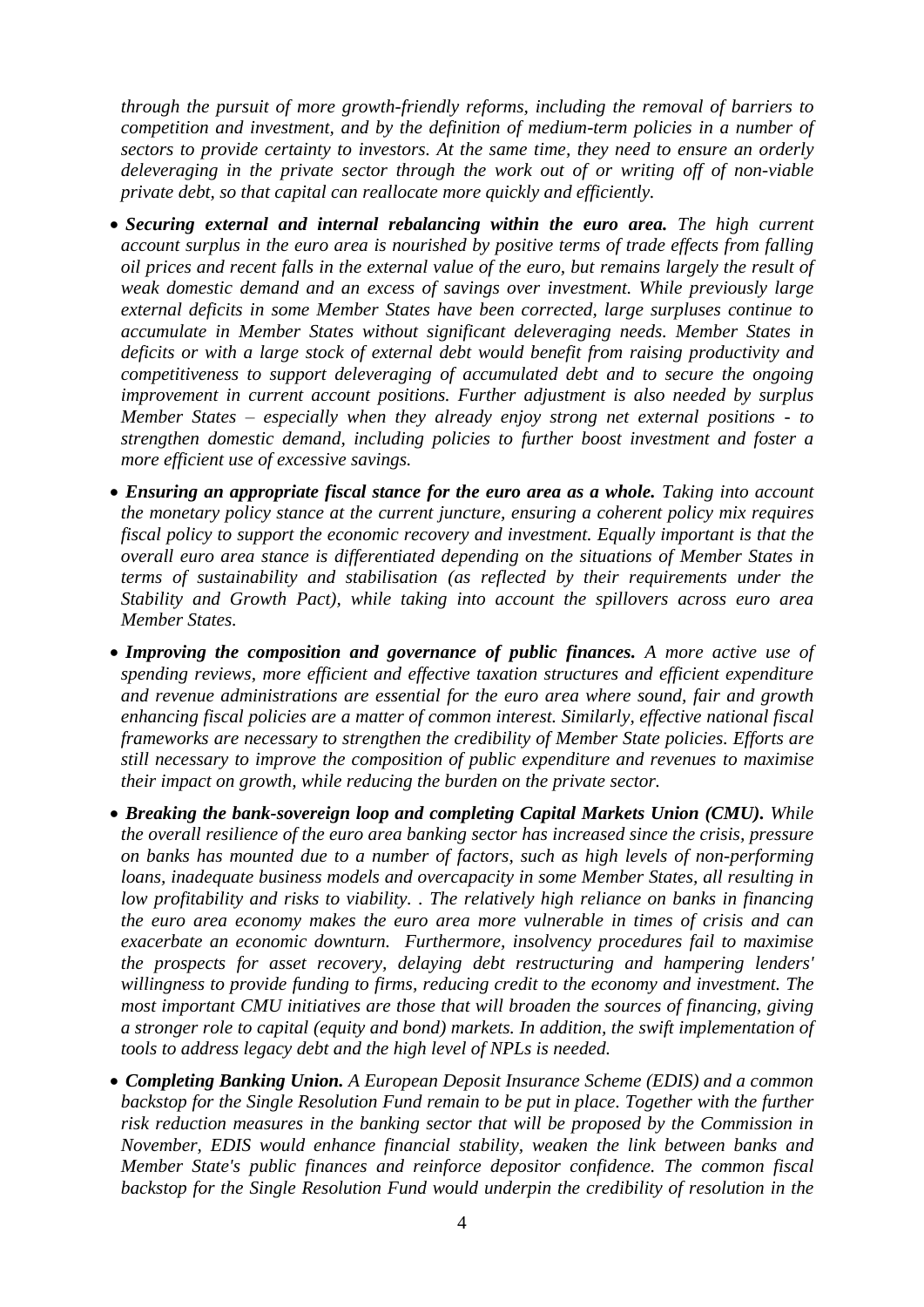*through the pursuit of more growth-friendly reforms, including the removal of barriers to competition and investment, and by the definition of medium-term policies in a number of sectors to provide certainty to investors. At the same time, they need to ensure an orderly deleveraging in the private sector through the work out of or writing off of non-viable private debt, so that capital can reallocate more quickly and efficiently.*

- ***Securing external and internal rebalancing within the euro area.*** *The high current account surplus in the euro area is nourished by positive terms of trade effects from falling oil prices and recent falls in the external value of the euro, but remains largely the result of weak domestic demand and an excess of savings over investment. While previously large external deficits in some Member States have been corrected, large surpluses continue to accumulate in Member States without significant deleveraging needs. Member States in deficits or with a large stock of external debt would benefit from raising productivity and competitiveness to support deleveraging of accumulated debt and to secure the ongoing improvement in current account positions. Further adjustment is also needed by surplus Member States – especially when they already enjoy strong net external positions - to strengthen domestic demand, including policies to further boost investment and foster a more efficient use of excessive savings.*
- ***Ensuring an appropriate fiscal stance for the euro area as a whole.*** *Taking into account the monetary policy stance at the current juncture, ensuring a coherent policy mix requires fiscal policy to support the economic recovery and investment. Equally important is that the overall euro area stance is differentiated depending on the situations of Member States in terms of sustainability and stabilisation (as reflected by their requirements under the Stability and Growth Pact), while taking into account the spillovers across euro area Member States.*
- ***Improving the composition and governance of public finances.*** *A more active use of spending reviews, more efficient and effective taxation structures and efficient expenditure and revenue administrations are essential for the euro area where sound, fair and growth enhancing fiscal policies are a matter of common interest. Similarly, effective national fiscal frameworks are necessary to strengthen the credibility of Member State policies. Efforts are still necessary to improve the composition of public expenditure and revenues to maximise their impact on growth, while reducing the burden on the private sector.*
- ***Breaking the bank-sovereign loop and completing Capital Markets Union (CMU).*** *While the overall resilience of the euro area banking sector has increased since the crisis, pressure on banks has mounted due to a number of factors, such as high levels of non-performing loans, inadequate business models and overcapacity in some Member States, all resulting in low profitability and risks to viability. . The relatively high reliance on banks in financing the euro area economy makes the euro area more vulnerable in times of crisis and can exacerbate an economic downturn. Furthermore, insolvency procedures fail to maximise the prospects for asset recovery, delaying debt restructuring and hampering lenders' willingness to provide funding to firms, reducing credit to the economy and investment. The most important CMU initiatives are those that will broaden the sources of financing, giving a stronger role to capital (equity and bond) markets. In addition, the swift implementation of tools to address legacy debt and the high level of NPLs is needed.*
- ***Completing Banking Union.*** *A European Deposit Insurance Scheme (EDIS) and a common backstop for the Single Resolution Fund remain to be put in place. Together with the further risk reduction measures in the banking sector that will be proposed by the Commission in November, EDIS would enhance financial stability, weaken the link between banks and Member State's public finances and reinforce depositor confidence. The common fiscal backstop for the Single Resolution Fund would underpin the credibility of resolution in the*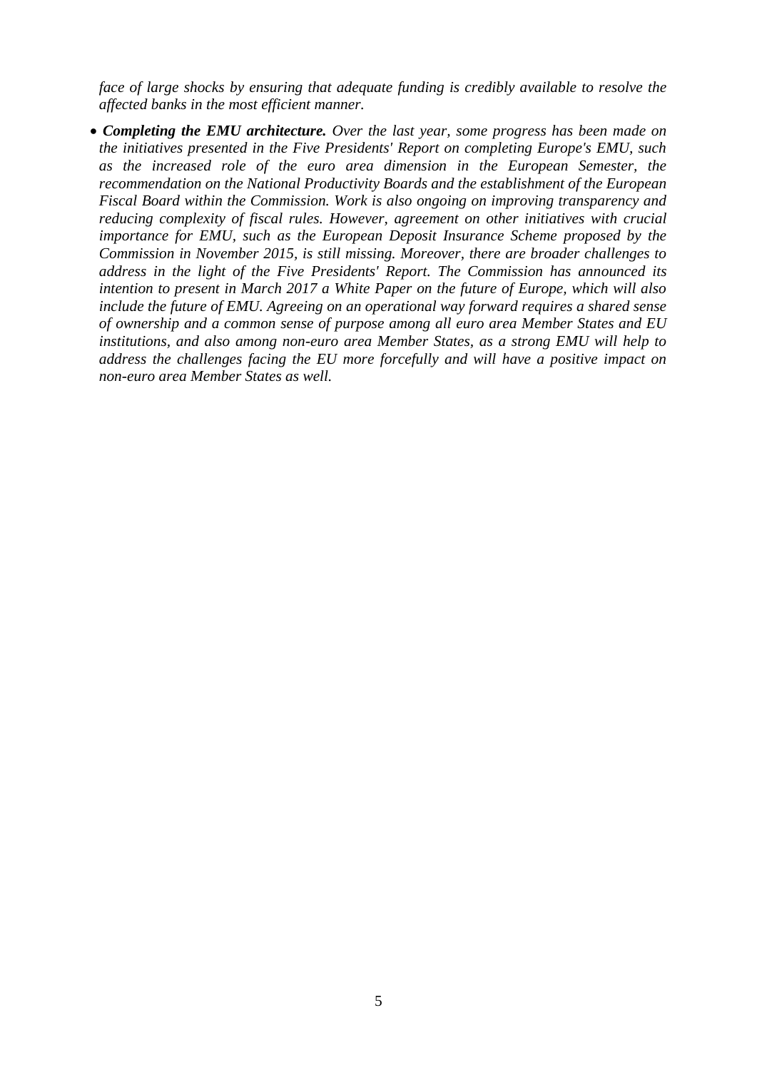*face of large shocks by ensuring that adequate funding is credibly available to resolve the affected banks in the most efficient manner.*

- ***Completing the EMU architecture.*** *Over the last year, some progress has been made on the initiatives presented in the Five Presidents' Report on completing Europe's EMU, such as the increased role of the euro area dimension in the European Semester, the recommendation on the National Productivity Boards and the establishment of the European Fiscal Board within the Commission. Work is also ongoing on improving transparency and reducing complexity of fiscal rules. However, agreement on other initiatives with crucial importance for EMU, such as the European Deposit Insurance Scheme proposed by the Commission in November 2015, is still missing. Moreover, there are broader challenges to address in the light of the Five Presidents' Report. The Commission has announced its intention to present in March 2017 a White Paper on the future of Europe, which will also include the future of EMU. Agreeing on an operational way forward requires a shared sense of ownership and a common sense of purpose among all euro area Member States and EU institutions, and also among non-euro area Member States, as a strong EMU will help to address the challenges facing the EU more forcefully and will have a positive impact on non-euro area Member States as well.*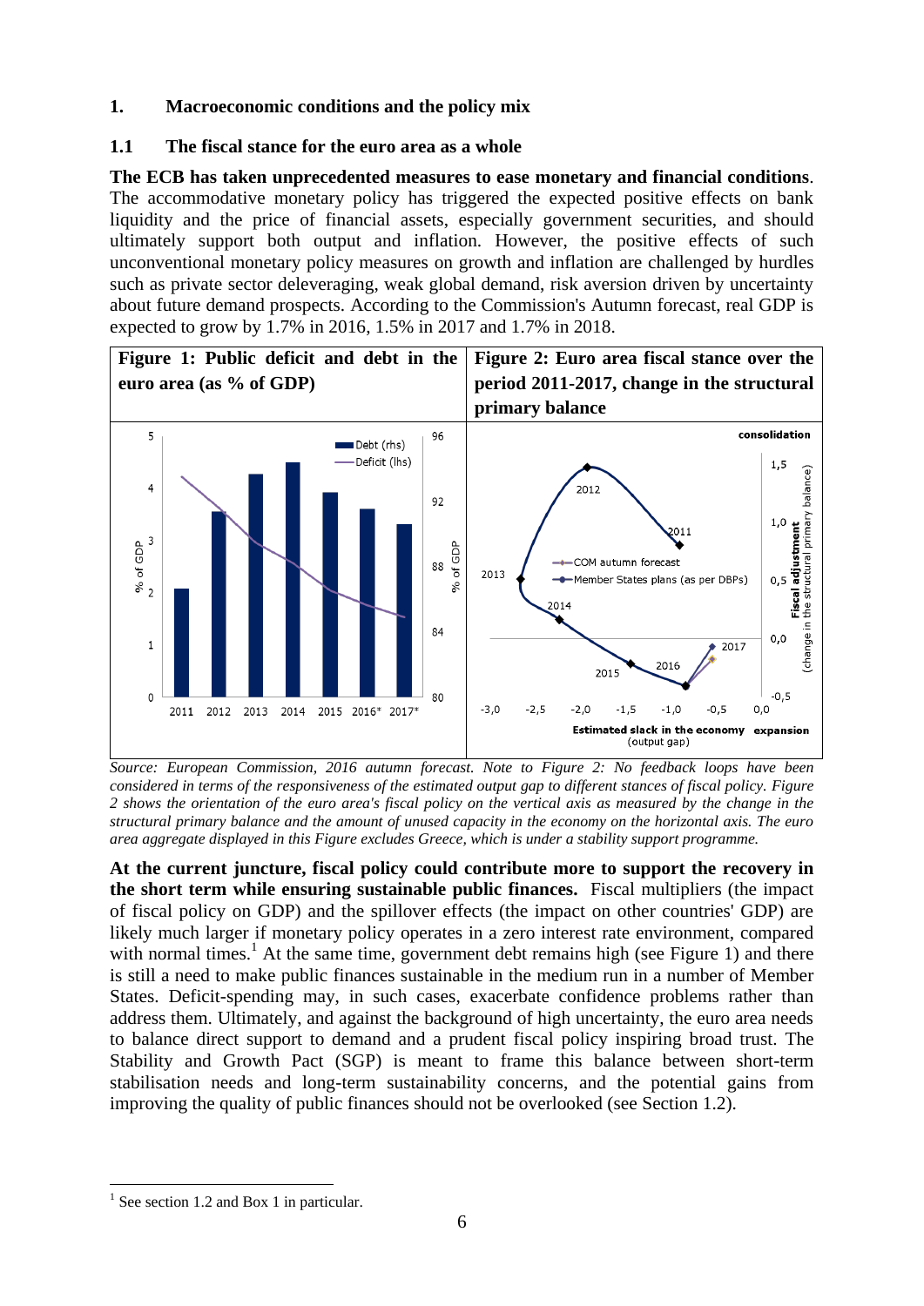## 1. Macroeconomic conditions and the policy mix

### 1.1 The fiscal stance for the euro area as a whole

**The ECB has taken unprecedented measures to ease monetary and financial conditions**. The accommodative monetary policy has triggered the expected positive effects on bank liquidity and the price of financial assets, especially government securities, and should ultimately support both output and inflation. However, the positive effects of such unconventional monetary policy measures on growth and inflation are challenged by hurdles such as private sector deleveraging, weak global demand, risk aversion driven by uncertainty about future demand prospects. According to the Commission's Autumn forecast, real GDP is expected to grow by 1.7% in 2016, 1.5% in 2017 and 1.7% in 2018.

**Figure 1: Public deficit and debt in the euro area (as % of GDP)**

**Figure 2: Euro area fiscal stance over the period 2011-2017, change in the structural primary balance**

*Source: European Commission, 2016 autumn forecast. Note to Figure 2: No feedback loops have been considered in terms of the responsiveness of the estimated output gap to different stances of fiscal policy. Figure 2 shows the orientation of the euro area's fiscal policy on the vertical axis as measured by the change in the structural primary balance and the amount of unused capacity in the economy on the horizontal axis. The euro area aggregate displayed in this Figure excludes Greece, which is under a stability support programme.*

**At the current juncture, fiscal policy could contribute more to support the recovery in the short term while ensuring sustainable public finances.** Fiscal multipliers (the impact of fiscal policy on GDP) and the spillover effects (the impact on other countries' GDP) are likely much larger if monetary policy operates in a zero interest rate environment, compared with normal times.[1] At the same time, government debt remains high (see Figure 1) and there is still a need to make public finances sustainable in the medium run in a number of Member States. Deficit-spending may, in such cases, exacerbate confidence problems rather than address them. Ultimately, and against the background of high uncertainty, the euro area needs to balance direct support to demand and a prudent fiscal policy inspiring broad trust. The Stability and Growth Pact (SGP) is meant to frame this balance between short-term stabilisation needs and long-term sustainability concerns, and the potential gains from improving the quality of public finances should not be overlooked (see Section 1.2).

[1] See section 1.2 and Box 1 in particular.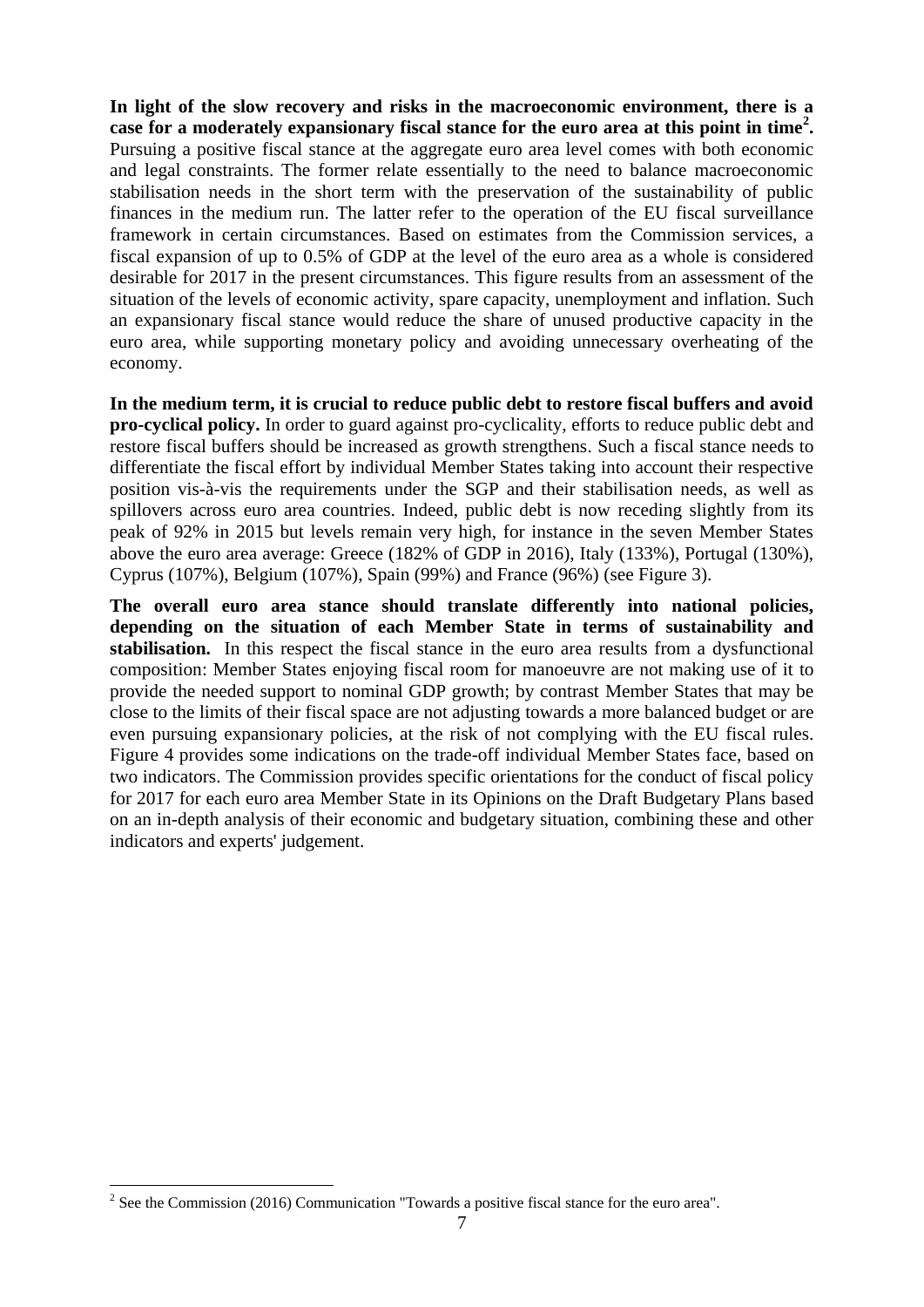**In light of the slow recovery and risks in the macroeconomic environment, there is a case for a moderately expansionary fiscal stance for the euro area at this point in time[2].** Pursuing a positive fiscal stance at the aggregate euro area level comes with both economic and legal constraints. The former relate essentially to the need to balance macroeconomic stabilisation needs in the short term with the preservation of the sustainability of public finances in the medium run. The latter refer to the operation of the EU fiscal surveillance framework in certain circumstances. Based on estimates from the Commission services, a fiscal expansion of up to 0.5% of GDP at the level of the euro area as a whole is considered desirable for 2017 in the present circumstances. This figure results from an assessment of the situation of the levels of economic activity, spare capacity, unemployment and inflation. Such an expansionary fiscal stance would reduce the share of unused productive capacity in the euro area, while supporting monetary policy and avoiding unnecessary overheating of the economy.

**In the medium term, it is crucial to reduce public debt to restore fiscal buffers and avoid pro-cyclical policy.** In order to guard against pro-cyclicality, efforts to reduce public debt and restore fiscal buffers should be increased as growth strengthens. Such a fiscal stance needs to differentiate the fiscal effort by individual Member States taking into account their respective position vis-à-vis the requirements under the SGP and their stabilisation needs, as well as spillovers across euro area countries. Indeed, public debt is now receding slightly from its peak of 92% in 2015 but levels remain very high, for instance in the seven Member States above the euro area average: Greece (182% of GDP in 2016), Italy (133%), Portugal (130%), Cyprus (107%), Belgium (107%), Spain (99%) and France (96%) (see Figure 3).

**The overall euro area stance should translate differently into national policies, depending on the situation of each Member State in terms of sustainability and stabilisation.** In this respect the fiscal stance in the euro area results from a dysfunctional composition: Member States enjoying fiscal room for manoeuvre are not making use of it to provide the needed support to nominal GDP growth; by contrast Member States that may be close to the limits of their fiscal space are not adjusting towards a more balanced budget or are even pursuing expansionary policies, at the risk of not complying with the EU fiscal rules. Figure 4 provides some indications on the trade-off individual Member States face, based on two indicators. The Commission provides specific orientations for the conduct of fiscal policy for 2017 for each euro area Member State in its Opinions on the Draft Budgetary Plans based on an in-depth analysis of their economic and budgetary situation, combining these and other indicators and experts' judgement.

[2] See the Commission (2016) Communication "Towards a positive fiscal stance for the euro area".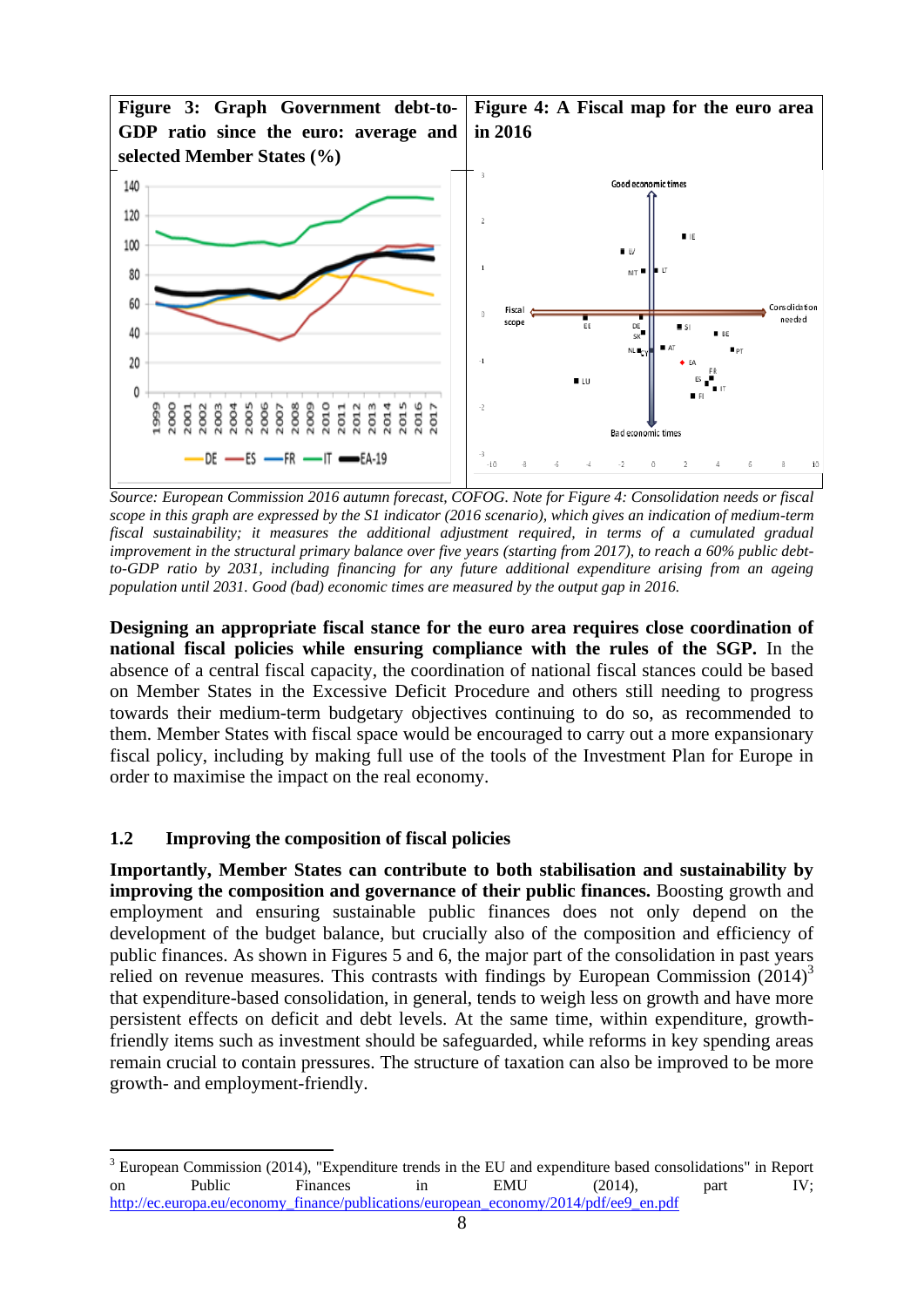| **Figure 3: Graph Government debt-to-GDP ratio since the euro: average and selected Member States (%)** | **Figure 4: A Fiscal map for the euro area in 2016** |
| --- | --- |

*Source: European Commission 2016 autumn forecast, COFOG. Note for Figure 4: Consolidation needs or fiscal scope in this graph are expressed by the S1 indicator (2016 scenario), which gives an indication of medium-term fiscal sustainability; it measures the additional adjustment required, in terms of a cumulated gradual improvement in the structural primary balance over five years (starting from 2017), to reach a 60% public debt-to-GDP ratio by 2031, including financing for any future additional expenditure arising from an ageing population until 2031. Good (bad) economic times are measured by the output gap in 2016.*

**Designing an appropriate fiscal stance for the euro area requires close coordination of national fiscal policies while ensuring compliance with the rules of the SGP.** In the absence of a central fiscal capacity, the coordination of national fiscal stances could be based on Member States in the Excessive Deficit Procedure and others still needing to progress towards their medium-term budgetary objectives continuing to do so, as recommended to them. Member States with fiscal space would be encouraged to carry out a more expansionary fiscal policy, including by making full use of the tools of the Investment Plan for Europe in order to maximise the impact on the real economy.

## 1.2 Improving the composition of fiscal policies

**Importantly, Member States can contribute to both stabilisation and sustainability by improving the composition and governance of their public finances.** Boosting growth and employment and ensuring sustainable public finances does not only depend on the development of the budget balance, but crucially also of the composition and efficiency of public finances. As shown in Figures 5 and 6, the major part of the consolidation in past years relied on revenue measures. This contrasts with findings by European Commission (2014)[3] that expenditure-based consolidation, in general, tends to weigh less on growth and have more persistent effects on deficit and debt levels. At the same time, within expenditure, growth-friendly items such as investment should be safeguarded, while reforms in key spending areas remain crucial to contain pressures. The structure of taxation can also be improved to be more growth- and employment-friendly.

[3] European Commission (2014), "Expenditure trends in the EU and expenditure based consolidations" in Report on Public Finances in EMU (2014), part IV; http://ec.europa.eu/economy_finance/publications/european_economy/2014/pdf/ee9_en.pdf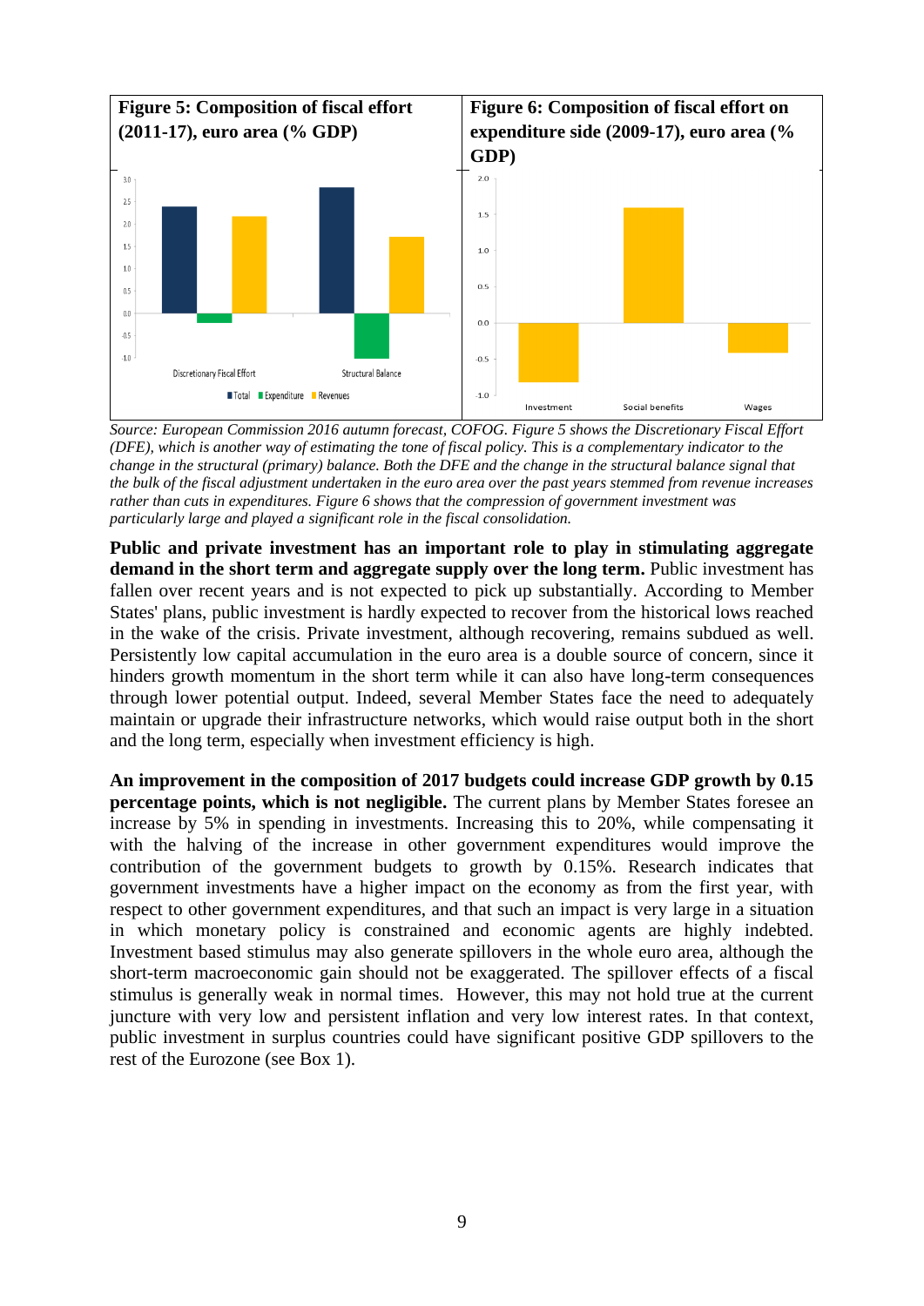**Figure 5: Composition of fiscal effort (2011-17), euro area (% GDP)**

**Figure 6: Composition of fiscal effort on expenditure side (2009-17), euro area (% GDP)**

*Source: European Commission 2016 autumn forecast, COFOG. Figure 5 shows the Discretionary Fiscal Effort (DFE), which is another way of estimating the tone of fiscal policy. This is a complementary indicator to the change in the structural (primary) balance. Both the DFE and the change in the structural balance signal that the bulk of the fiscal adjustment undertaken in the euro area over the past years stemmed from revenue increases rather than cuts in expenditures. Figure 6 shows that the compression of government investment was particularly large and played a significant role in the fiscal consolidation.*

**Public and private investment has an important role to play in stimulating aggregate demand in the short term and aggregate supply over the long term.** Public investment has fallen over recent years and is not expected to pick up substantially. According to Member States' plans, public investment is hardly expected to recover from the historical lows reached in the wake of the crisis. Private investment, although recovering, remains subdued as well. Persistently low capital accumulation in the euro area is a double source of concern, since it hinders growth momentum in the short term while it can also have long-term consequences through lower potential output. Indeed, several Member States face the need to adequately maintain or upgrade their infrastructure networks, which would raise output both in the short and the long term, especially when investment efficiency is high.

**An improvement in the composition of 2017 budgets could increase GDP growth by 0.15 percentage points, which is not negligible.** The current plans by Member States foresee an increase by 5% in spending in investments. Increasing this to 20%, while compensating it with the halving of the increase in other government expenditures would improve the contribution of the government budgets to growth by 0.15%. Research indicates that government investments have a higher impact on the economy as from the first year, with respect to other government expenditures, and that such an impact is very large in a situation in which monetary policy is constrained and economic agents are highly indebted. Investment based stimulus may also generate spillovers in the whole euro area, although the short-term macroeconomic gain should not be exaggerated. The spillover effects of a fiscal stimulus is generally weak in normal times. However, this may not hold true at the current juncture with very low and persistent inflation and very low interest rates. In that context, public investment in surplus countries could have significant positive GDP spillovers to the rest of the Eurozone (see Box 1).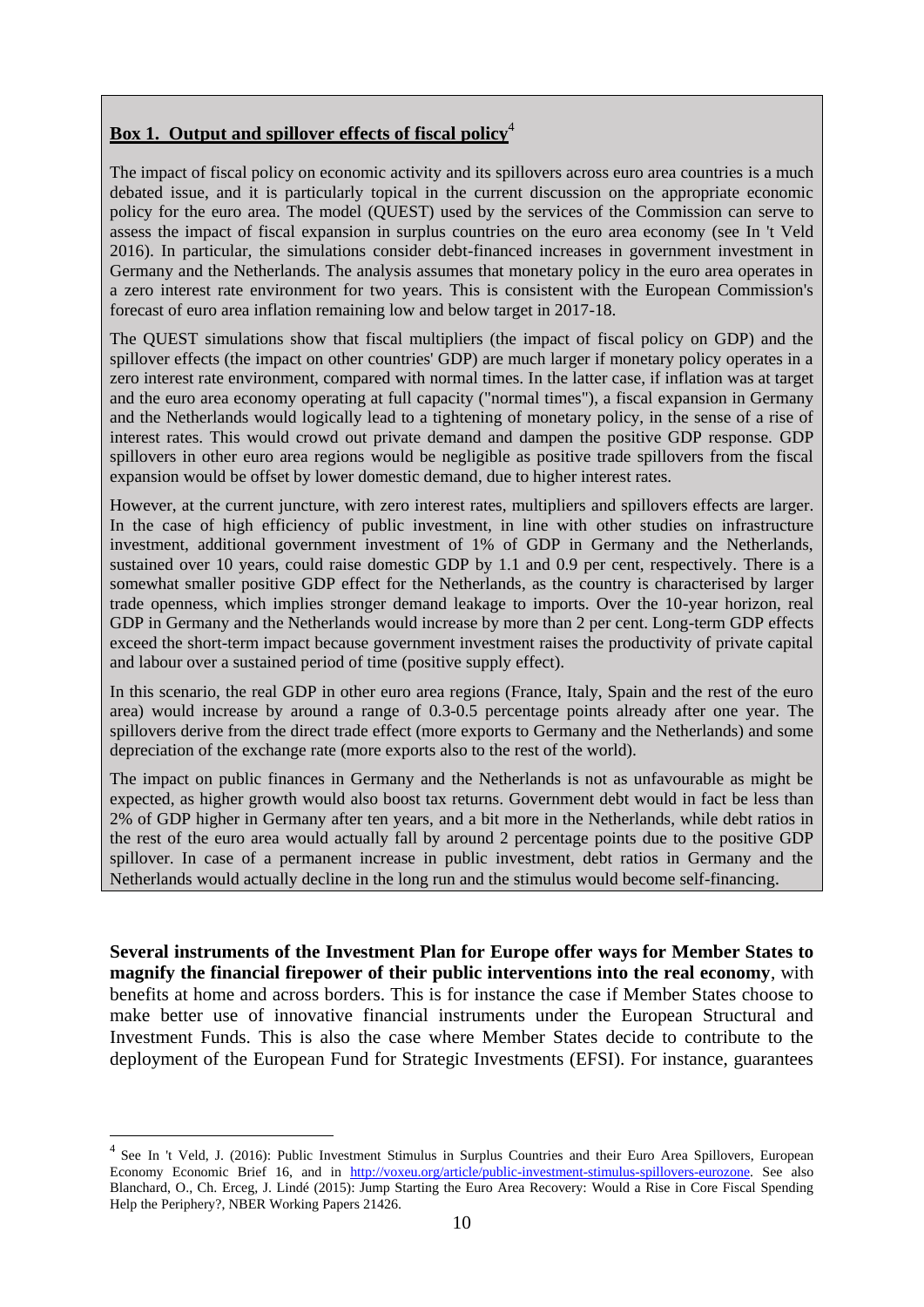**Box 1. Output and spillover effects of fiscal policy**[4]

The impact of fiscal policy on economic activity and its spillovers across euro area countries is a much debated issue, and it is particularly topical in the current discussion on the appropriate economic policy for the euro area. The model (QUEST) used by the services of the Commission can serve to assess the impact of fiscal expansion in surplus countries on the euro area economy (see In 't Veld 2016). In particular, the simulations consider debt-financed increases in government investment in Germany and the Netherlands. The analysis assumes that monetary policy in the euro area operates in a zero interest rate environment for two years. This is consistent with the European Commission's forecast of euro area inflation remaining low and below target in 2017-18.

The QUEST simulations show that fiscal multipliers (the impact of fiscal policy on GDP) and the spillover effects (the impact on other countries' GDP) are much larger if monetary policy operates in a zero interest rate environment, compared with normal times. In the latter case, if inflation was at target and the euro area economy operating at full capacity ("normal times"), a fiscal expansion in Germany and the Netherlands would logically lead to a tightening of monetary policy, in the sense of a rise of interest rates. This would crowd out private demand and dampen the positive GDP response. GDP spillovers in other euro area regions would be negligible as positive trade spillovers from the fiscal expansion would be offset by lower domestic demand, due to higher interest rates.

However, at the current juncture, with zero interest rates, multipliers and spillovers effects are larger. In the case of high efficiency of public investment, in line with other studies on infrastructure investment, additional government investment of 1% of GDP in Germany and the Netherlands, sustained over 10 years, could raise domestic GDP by 1.1 and 0.9 per cent, respectively. There is a somewhat smaller positive GDP effect for the Netherlands, as the country is characterised by larger trade openness, which implies stronger demand leakage to imports. Over the 10-year horizon, real GDP in Germany and the Netherlands would increase by more than 2 per cent. Long-term GDP effects exceed the short-term impact because government investment raises the productivity of private capital and labour over a sustained period of time (positive supply effect).

In this scenario, the real GDP in other euro area regions (France, Italy, Spain and the rest of the euro area) would increase by around a range of 0.3-0.5 percentage points already after one year. The spillovers derive from the direct trade effect (more exports to Germany and the Netherlands) and some depreciation of the exchange rate (more exports also to the rest of the world).

The impact on public finances in Germany and the Netherlands is not as unfavourable as might be expected, as higher growth would also boost tax returns. Government debt would in fact be less than 2% of GDP higher in Germany after ten years, and a bit more in the Netherlands, while debt ratios in the rest of the euro area would actually fall by around 2 percentage points due to the positive GDP spillover. In case of a permanent increase in public investment, debt ratios in Germany and the Netherlands would actually decline in the long run and the stimulus would become self-financing.

**Several instruments of the Investment Plan for Europe offer ways for Member States to magnify the financial firepower of their public interventions into the real economy**, with benefits at home and across borders. This is for instance the case if Member States choose to make better use of innovative financial instruments under the European Structural and Investment Funds. This is also the case where Member States decide to contribute to the deployment of the European Fund for Strategic Investments (EFSI). For instance, guarantees

[4] See In 't Veld, J. (2016): Public Investment Stimulus in Surplus Countries and their Euro Area Spillovers, European Economy Economic Brief 16, and in http://voxeu.org/article/public-investment-stimulus-spillovers-eurozone. See also Blanchard, O., Ch. Erceg, J. Lindé (2015): Jump Starting the Euro Area Recovery: Would a Rise in Core Fiscal Spending Help the Periphery?, NBER Working Papers 21426.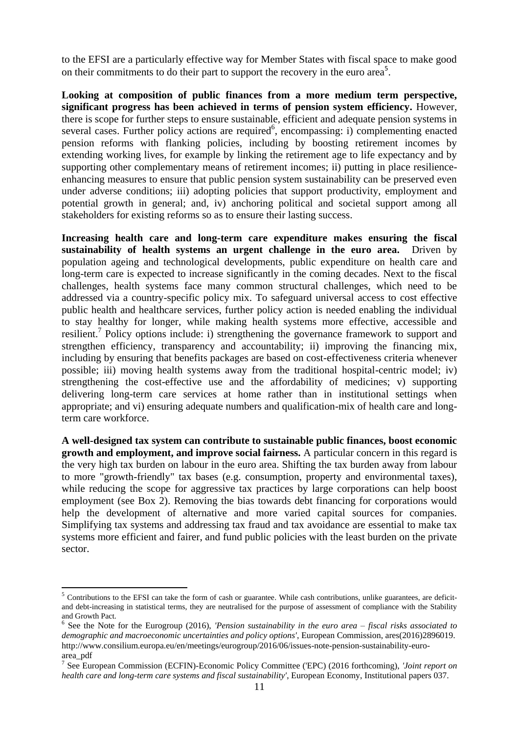to the EFSI are a particularly effective way for Member States with fiscal space to make good on their commitments to do their part to support the recovery in the euro area[5].

**Looking at composition of public finances from a more medium term perspective, significant progress has been achieved in terms of pension system efficiency.** However, there is scope for further steps to ensure sustainable, efficient and adequate pension systems in several cases. Further policy actions are required[6], encompassing: i) complementing enacted pension reforms with flanking policies, including by boosting retirement incomes by extending working lives, for example by linking the retirement age to life expectancy and by supporting other complementary means of retirement incomes; ii) putting in place resilience-enhancing measures to ensure that public pension system sustainability can be preserved even under adverse conditions; iii) adopting policies that support productivity, employment and potential growth in general; and, iv) anchoring political and societal support among all stakeholders for existing reforms so as to ensure their lasting success.

**Increasing health care and long-term care expenditure makes ensuring the fiscal sustainability of health systems an urgent challenge in the euro area.** Driven by population ageing and technological developments, public expenditure on health care and long-term care is expected to increase significantly in the coming decades. Next to the fiscal challenges, health systems face many common structural challenges, which need to be addressed via a country-specific policy mix. To safeguard universal access to cost effective public health and healthcare services, further policy action is needed enabling the individual to stay healthy for longer, while making health systems more effective, accessible and resilient.[7] Policy options include: i) strengthening the governance framework to support and strengthen efficiency, transparency and accountability; ii) improving the financing mix, including by ensuring that benefits packages are based on cost-effectiveness criteria whenever possible; iii) moving health systems away from the traditional hospital-centric model; iv) strengthening the cost-effective use and the affordability of medicines; v) supporting delivering long-term care services at home rather than in institutional settings when appropriate; and vi) ensuring adequate numbers and qualification-mix of health care and long-term care workforce.

**A well-designed tax system can contribute to sustainable public finances, boost economic growth and employment, and improve social fairness.** A particular concern in this regard is the very high tax burden on labour in the euro area. Shifting the tax burden away from labour to more "growth-friendly" tax bases (e.g. consumption, property and environmental taxes), while reducing the scope for aggressive tax practices by large corporations can help boost employment (see Box 2). Removing the bias towards debt financing for corporations would help the development of alternative and more varied capital sources for companies. Simplifying tax systems and addressing tax fraud and tax avoidance are essential to make tax systems more efficient and fairer, and fund public policies with the least burden on the private sector.

---

[5] Contributions to the EFSI can take the form of cash or guarantee. While cash contributions, unlike guarantees, are deficit- and debt-increasing in statistical terms, they are neutralised for the purpose of assessment of compliance with the Stability and Growth Pact.

[6] See the Note for the Eurogroup (2016), *'Pension sustainability in the euro area – fiscal risks associated to demographic and macroeconomic uncertainties and policy options'*, European Commission, ares(2016)2896019. http://www.consilium.europa.eu/en/meetings/eurogroup/2016/06/issues-note-pension-sustainability-euro-area_pdf

[7] See European Commission (ECFIN)-Economic Policy Committee ('EPC) (2016 forthcoming), *'Joint report on health care and long-term care systems and fiscal sustainability'*, European Economy, Institutional papers 037.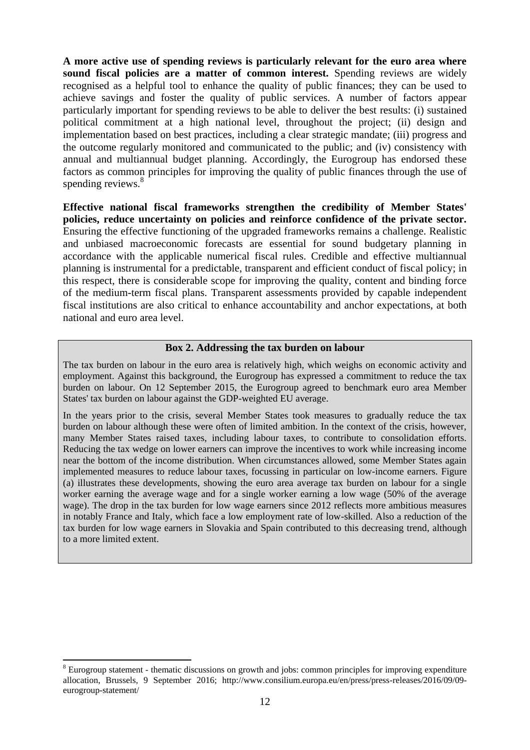**A more active use of spending reviews is particularly relevant for the euro area where sound fiscal policies are a matter of common interest.** Spending reviews are widely recognised as a helpful tool to enhance the quality of public finances; they can be used to achieve savings and foster the quality of public services. A number of factors appear particularly important for spending reviews to be able to deliver the best results: (i) sustained political commitment at a high national level, throughout the project; (ii) design and implementation based on best practices, including a clear strategic mandate; (iii) progress and the outcome regularly monitored and communicated to the public; and (iv) consistency with annual and multiannual budget planning. Accordingly, the Eurogroup has endorsed these factors as common principles for improving the quality of public finances through the use of spending reviews.[8]

**Effective national fiscal frameworks strengthen the credibility of Member States' policies, reduce uncertainty on policies and reinforce confidence of the private sector.** Ensuring the effective functioning of the upgraded frameworks remains a challenge. Realistic and unbiased macroeconomic forecasts are essential for sound budgetary planning in accordance with the applicable numerical fiscal rules. Credible and effective multiannual planning is instrumental for a predictable, transparent and efficient conduct of fiscal policy; in this respect, there is considerable scope for improving the quality, content and binding force of the medium-term fiscal plans. Transparent assessments provided by capable independent fiscal institutions are also critical to enhance accountability and anchor expectations, at both national and euro area level.

### Box 2. Addressing the tax burden on labour

The tax burden on labour in the euro area is relatively high, which weighs on economic activity and employment. Against this background, the Eurogroup has expressed a commitment to reduce the tax burden on labour. On 12 September 2015, the Eurogroup agreed to benchmark euro area Member States' tax burden on labour against the GDP-weighted EU average.

In the years prior to the crisis, several Member States took measures to gradually reduce the tax burden on labour although these were often of limited ambition. In the context of the crisis, however, many Member States raised taxes, including labour taxes, to contribute to consolidation efforts. Reducing the tax wedge on lower earners can improve the incentives to work while increasing income near the bottom of the income distribution. When circumstances allowed, some Member States again implemented measures to reduce labour taxes, focussing in particular on low-income earners. Figure (a) illustrates these developments, showing the euro area average tax burden on labour for a single worker earning the average wage and for a single worker earning a low wage (50% of the average wage). The drop in the tax burden for low wage earners since 2012 reflects more ambitious measures in notably France and Italy, which face a low employment rate of low-skilled. Also a reduction of the tax burden for low wage earners in Slovakia and Spain contributed to this decreasing trend, although to a more limited extent.

---

[8] Eurogroup statement - thematic discussions on growth and jobs: common principles for improving expenditure allocation, Brussels, 9 September 2016; http://www.consilium.europa.eu/en/press/press-releases/2016/09/09-eurogroup-statement/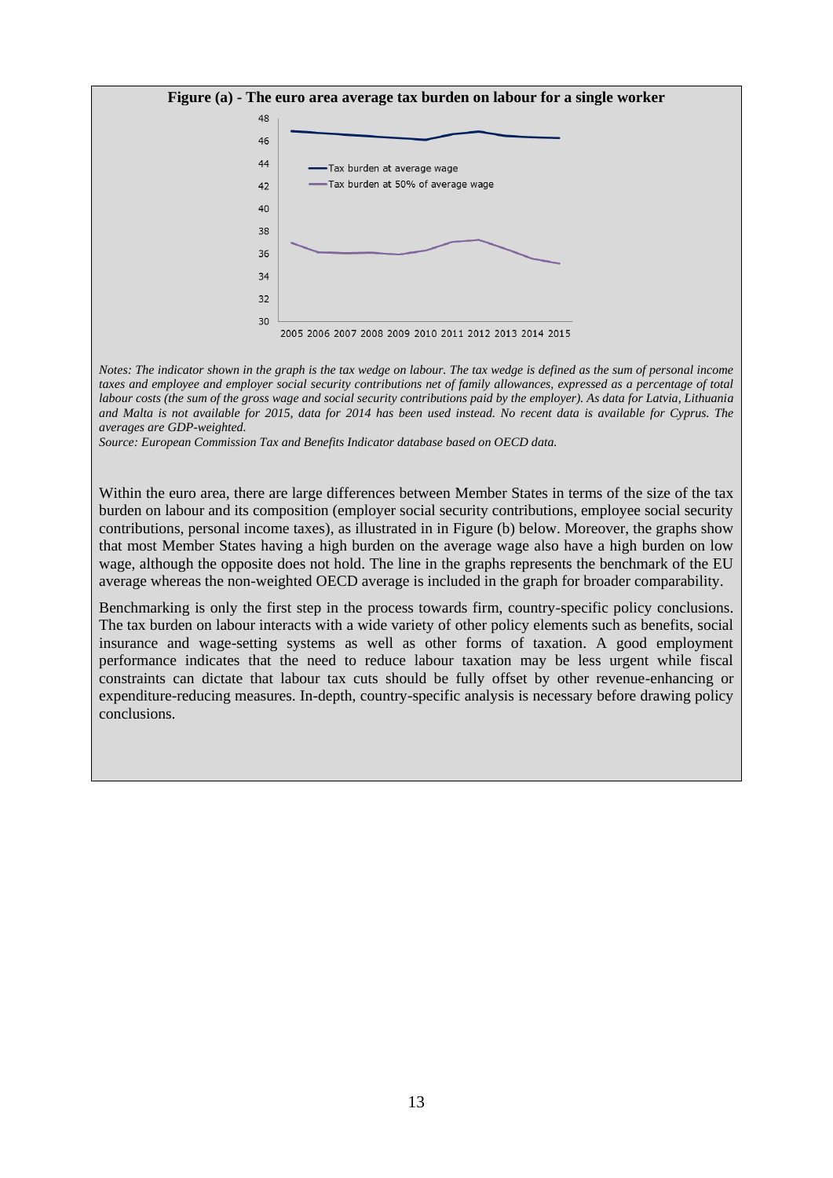**Figure (a) - The euro area average tax burden on labour for a single worker**

*Notes: The indicator shown in the graph is the tax wedge on labour. The tax wedge is defined as the sum of personal income taxes and employee and employer social security contributions net of family allowances, expressed as a percentage of total labour costs (the sum of the gross wage and social security contributions paid by the employer). As data for Latvia, Lithuania and Malta is not available for 2015, data for 2014 has been used instead. No recent data is available for Cyprus. The averages are GDP-weighted.*

*Source: European Commission Tax and Benefits Indicator database based on OECD data.*

Within the euro area, there are large differences between Member States in terms of the size of the tax burden on labour and its composition (employer social security contributions, employee social security contributions, personal income taxes), as illustrated in in Figure (b) below. Moreover, the graphs show that most Member States having a high burden on the average wage also have a high burden on low wage, although the opposite does not hold. The line in the graphs represents the benchmark of the EU average whereas the non-weighted OECD average is included in the graph for broader comparability.

Benchmarking is only the first step in the process towards firm, country-specific policy conclusions. The tax burden on labour interacts with a wide variety of other policy elements such as benefits, social insurance and wage-setting systems as well as other forms of taxation. A good employment performance indicates that the need to reduce labour taxation may be less urgent while fiscal constraints can dictate that labour tax cuts should be fully offset by other revenue-enhancing or expenditure-reducing measures. In-depth, country-specific analysis is necessary before drawing policy conclusions.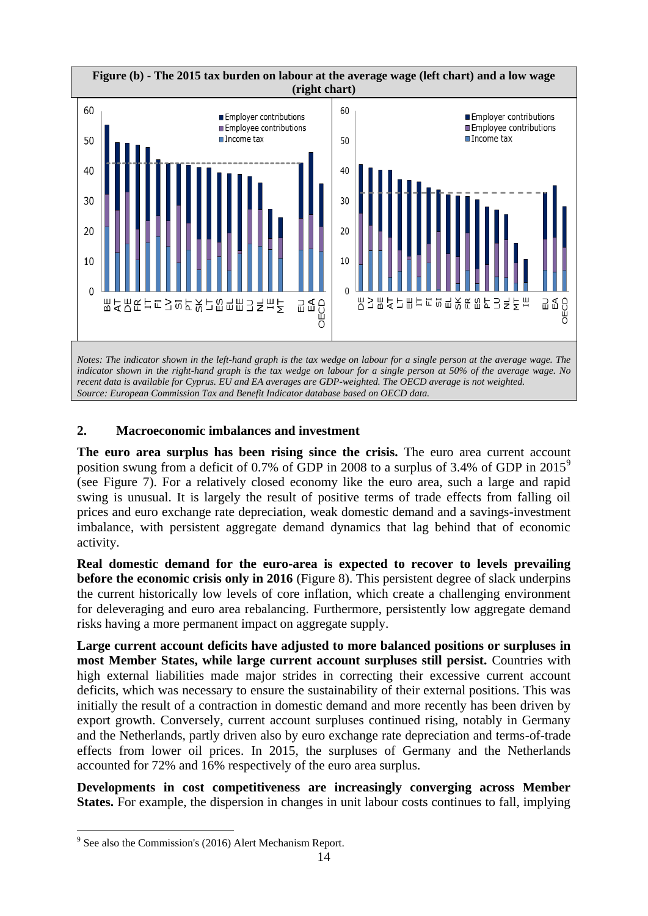**Figure (b) - The 2015 tax burden on labour at the average wage (left chart) and a low wage (right chart)**

*Notes: The indicator shown in the left-hand graph is the tax wedge on labour for a single person at the average wage. The indicator shown in the right-hand graph is the tax wedge on labour for a single person at 50% of the average wage. No recent data is available for Cyprus. EU and EA averages are GDP-weighted. The OECD average is not weighted.*
*Source: European Commission Tax and Benefit Indicator database based on OECD data.*

## 2. Macroeconomic imbalances and investment

**The euro area surplus has been rising since the crisis.** The euro area current account position swung from a deficit of 0.7% of GDP in 2008 to a surplus of 3.4% of GDP in 2015[9] (see Figure 7). For a relatively closed economy like the euro area, such a large and rapid swing is unusual. It is largely the result of positive terms of trade effects from falling oil prices and euro exchange rate depreciation, weak domestic demand and a savings-investment imbalance, with persistent aggregate demand dynamics that lag behind that of economic activity.

**Real domestic demand for the euro-area is expected to recover to levels prevailing before the economic crisis only in 2016** (Figure 8). This persistent degree of slack underpins the current historically low levels of core inflation, which create a challenging environment for deleveraging and euro area rebalancing. Furthermore, persistently low aggregate demand risks having a more permanent impact on aggregate supply.

**Large current account deficits have adjusted to more balanced positions or surpluses in most Member States, while large current account surpluses still persist.** Countries with high external liabilities made major strides in correcting their excessive current account deficits, which was necessary to ensure the sustainability of their external positions. This was initially the result of a contraction in domestic demand and more recently has been driven by export growth. Conversely, current account surpluses continued rising, notably in Germany and the Netherlands, partly driven also by euro exchange rate depreciation and terms-of-trade effects from lower oil prices. In 2015, the surpluses of Germany and the Netherlands accounted for 72% and 16% respectively of the euro area surplus.

**Developments in cost competitiveness are increasingly converging across Member States.** For example, the dispersion in changes in unit labour costs continues to fall, implying

[9] See also the Commission's (2016) Alert Mechanism Report.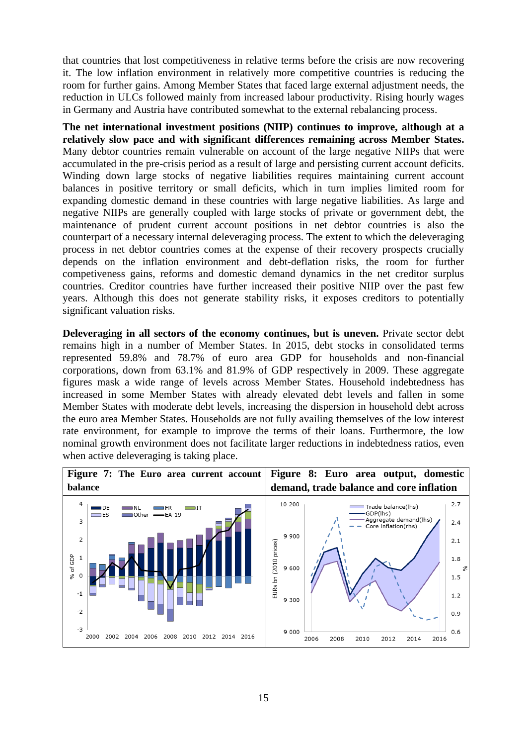that countries that lost competitiveness in relative terms before the crisis are now recovering it. The low inflation environment in relatively more competitive countries is reducing the room for further gains. Among Member States that faced large external adjustment needs, the reduction in ULCs followed mainly from increased labour productivity. Rising hourly wages in Germany and Austria have contributed somewhat to the external rebalancing process.

**The net international investment positions (NIIP) continues to improve, although at a relatively slow pace and with significant differences remaining across Member States.** Many debtor countries remain vulnerable on account of the large negative NIIPs that were accumulated in the pre-crisis period as a result of large and persisting current account deficits. Winding down large stocks of negative liabilities requires maintaining current account balances in positive territory or small deficits, which in turn implies limited room for expanding domestic demand in these countries with large negative liabilities. As large and negative NIIPs are generally coupled with large stocks of private or government debt, the maintenance of prudent current account positions in net debtor countries is also the counterpart of a necessary internal deleveraging process. The extent to which the deleveraging process in net debtor countries comes at the expense of their recovery prospects crucially depends on the inflation environment and debt-deflation risks, the room for further competiveness gains, reforms and domestic demand dynamics in the net creditor surplus countries. Creditor countries have further increased their positive NIIP over the past few years. Although this does not generate stability risks, it exposes creditors to potentially significant valuation risks.

**Deleveraging in all sectors of the economy continues, but is uneven.** Private sector debt remains high in a number of Member States. In 2015, debt stocks in consolidated terms represented 59.8% and 78.7% of euro area GDP for households and non-financial corporations, down from 63.1% and 81.9% of GDP respectively in 2009. These aggregate figures mask a wide range of levels across Member States. Household indebtedness has increased in some Member States with already elevated debt levels and fallen in some Member States with moderate debt levels, increasing the dispersion in household debt across the euro area Member States. Households are not fully availing themselves of the low interest rate environment, for example to improve the terms of their loans. Furthermore, the low nominal growth environment does not facilitate larger reductions in indebtedness ratios, even when active deleveraging is taking place.

**Figure 7: The Euro area current account balance**

**Figure 8: Euro area output, domestic demand, trade balance and core inflation**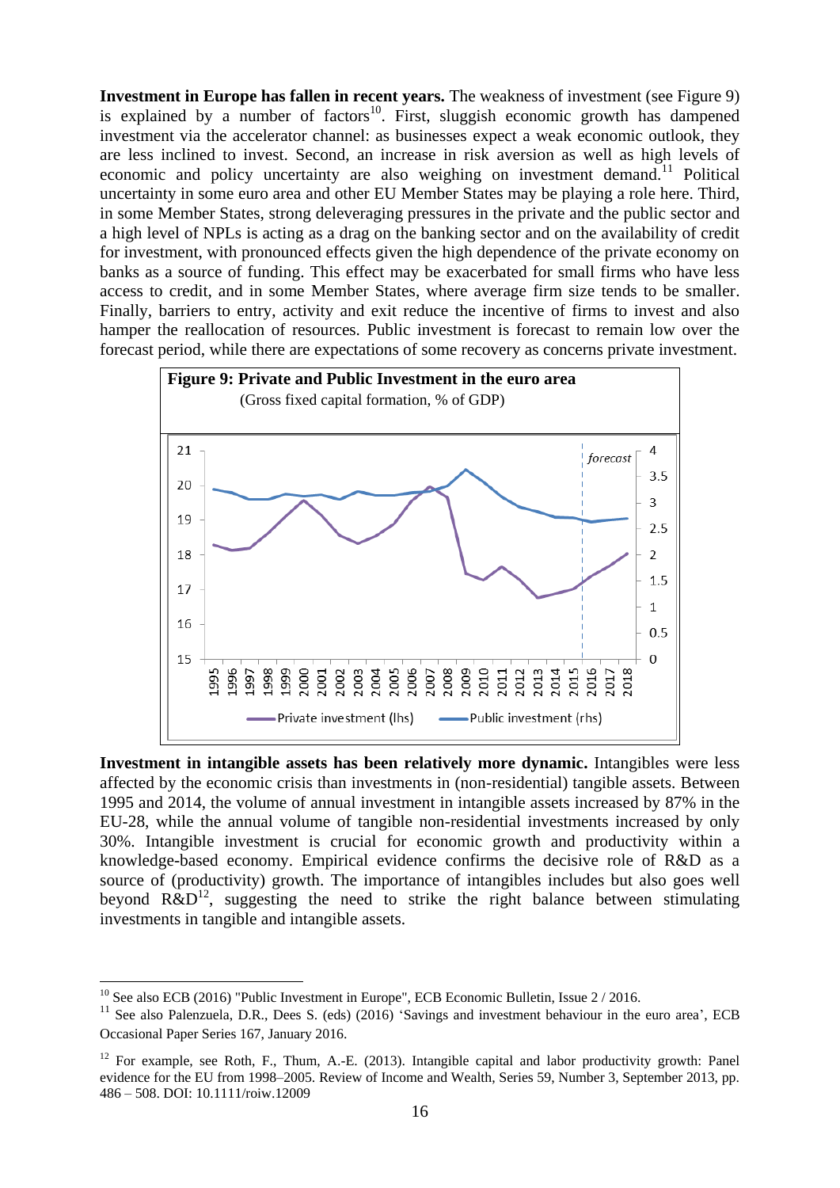**Investment in Europe has fallen in recent years.** The weakness of investment (see Figure 9) is explained by a number of factors[10]. First, sluggish economic growth has dampened investment via the accelerator channel: as businesses expect a weak economic outlook, they are less inclined to invest. Second, an increase in risk aversion as well as high levels of economic and policy uncertainty are also weighing on investment demand.[11] Political uncertainty in some euro area and other EU Member States may be playing a role here. Third, in some Member States, strong deleveraging pressures in the private and the public sector and a high level of NPLs is acting as a drag on the banking sector and on the availability of credit for investment, with pronounced effects given the high dependence of the private economy on banks as a source of funding. This effect may be exacerbated for small firms who have less access to credit, and in some Member States, where average firm size tends to be smaller. Finally, barriers to entry, activity and exit reduce the incentive of firms to invest and also hamper the reallocation of resources. Public investment is forecast to remain low over the forecast period, while there are expectations of some recovery as concerns private investment.

**Figure 9: Private and Public Investment in the euro area**
(Gross fixed capital formation, % of GDP)

**Investment in intangible assets has been relatively more dynamic.** Intangibles were less affected by the economic crisis than investments in (non-residential) tangible assets. Between 1995 and 2014, the volume of annual investment in intangible assets increased by 87% in the EU-28, while the annual volume of tangible non-residential investments increased by only 30%. Intangible investment is crucial for economic growth and productivity within a knowledge-based economy. Empirical evidence confirms the decisive role of R&D as a source of (productivity) growth. The importance of intangibles includes but also goes well beyond R&D[12], suggesting the need to strike the right balance between stimulating investments in tangible and intangible assets.

---

[10] See also ECB (2016) "Public Investment in Europe", ECB Economic Bulletin, Issue 2 / 2016.

[11] See also Palenzuela, D.R., Dees S. (eds) (2016) 'Savings and investment behaviour in the euro area', ECB Occasional Paper Series 167, January 2016.

[12] For example, see Roth, F., Thum, A.-E. (2013). Intangible capital and labor productivity growth: Panel evidence for the EU from 1998–2005. Review of Income and Wealth, Series 59, Number 3, September 2013, pp. 486 – 508. DOI: 10.1111/roiw.12009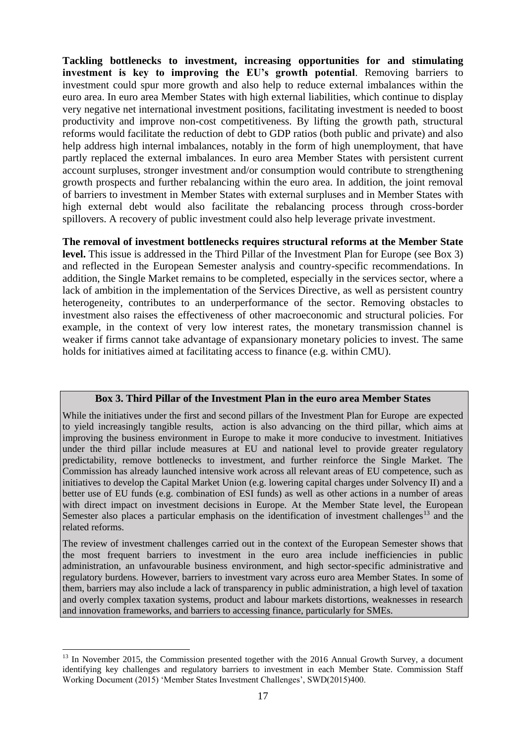**Tackling bottlenecks to investment, increasing opportunities for and stimulating investment is key to improving the EU's growth potential**. Removing barriers to investment could spur more growth and also help to reduce external imbalances within the euro area. In euro area Member States with high external liabilities, which continue to display very negative net international investment positions, facilitating investment is needed to boost productivity and improve non-cost competitiveness. By lifting the growth path, structural reforms would facilitate the reduction of debt to GDP ratios (both public and private) and also help address high internal imbalances, notably in the form of high unemployment, that have partly replaced the external imbalances. In euro area Member States with persistent current account surpluses, stronger investment and/or consumption would contribute to strengthening growth prospects and further rebalancing within the euro area. In addition, the joint removal of barriers to investment in Member States with external surpluses and in Member States with high external debt would also facilitate the rebalancing process through cross-border spillovers. A recovery of public investment could also help leverage private investment.

**The removal of investment bottlenecks requires structural reforms at the Member State level.** This issue is addressed in the Third Pillar of the Investment Plan for Europe (see Box 3) and reflected in the European Semester analysis and country-specific recommendations. In addition, the Single Market remains to be completed, especially in the services sector, where a lack of ambition in the implementation of the Services Directive, as well as persistent country heterogeneity, contributes to an underperformance of the sector. Removing obstacles to investment also raises the effectiveness of other macroeconomic and structural policies. For example, in the context of very low interest rates, the monetary transmission channel is weaker if firms cannot take advantage of expansionary monetary policies to invest. The same holds for initiatives aimed at facilitating access to finance (e.g. within CMU).

**Box 3. Third Pillar of the Investment Plan in the euro area Member States**

While the initiatives under the first and second pillars of the Investment Plan for Europe are expected to yield increasingly tangible results, action is also advancing on the third pillar, which aims at improving the business environment in Europe to make it more conducive to investment. Initiatives under the third pillar include measures at EU and national level to provide greater regulatory predictability, remove bottlenecks to investment, and further reinforce the Single Market. The Commission has already launched intensive work across all relevant areas of EU competence, such as initiatives to develop the Capital Market Union (e.g. lowering capital charges under Solvency II) and a better use of EU funds (e.g. combination of ESI funds) as well as other actions in a number of areas with direct impact on investment decisions in Europe. At the Member State level, the European Semester also places a particular emphasis on the identification of investment challenges[13] and the related reforms.

The review of investment challenges carried out in the context of the European Semester shows that the most frequent barriers to investment in the euro area include inefficiencies in public administration, an unfavourable business environment, and high sector-specific administrative and regulatory burdens. However, barriers to investment vary across euro area Member States. In some of them, barriers may also include a lack of transparency in public administration, a high level of taxation and overly complex taxation systems, product and labour markets distortions, weaknesses in research and innovation frameworks, and barriers to accessing finance, particularly for SMEs.

[13] In November 2015, the Commission presented together with the 2016 Annual Growth Survey, a document identifying key challenges and regulatory barriers to investment in each Member State. Commission Staff Working Document (2015) 'Member States Investment Challenges', SWD(2015)400.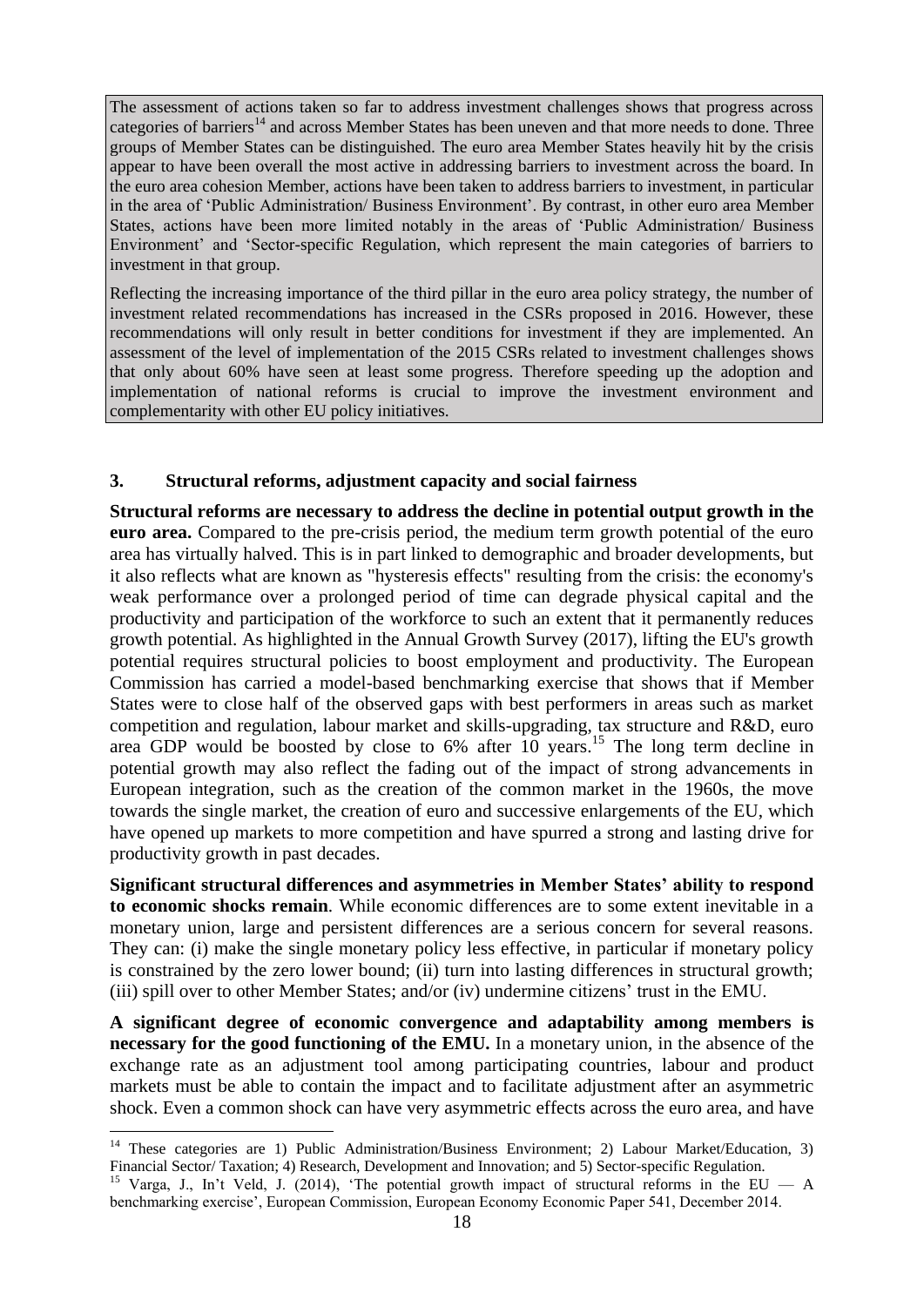The assessment of actions taken so far to address investment challenges shows that progress across categories of barriers[14] and across Member States has been uneven and that more needs to done. Three groups of Member States can be distinguished. The euro area Member States heavily hit by the crisis appear to have been overall the most active in addressing barriers to investment across the board. In the euro area cohesion Member, actions have been taken to address barriers to investment, in particular in the area of 'Public Administration/ Business Environment'. By contrast, in other euro area Member States, actions have been more limited notably in the areas of 'Public Administration/ Business Environment' and 'Sector-specific Regulation, which represent the main categories of barriers to investment in that group.

Reflecting the increasing importance of the third pillar in the euro area policy strategy, the number of investment related recommendations has increased in the CSRs proposed in 2016. However, these recommendations will only result in better conditions for investment if they are implemented. An assessment of the level of implementation of the 2015 CSRs related to investment challenges shows that only about 60% have seen at least some progress. Therefore speeding up the adoption and implementation of national reforms is crucial to improve the investment environment and complementarity with other EU policy initiatives.

## 3. Structural reforms, adjustment capacity and social fairness

**Structural reforms are necessary to address the decline in potential output growth in the euro area.** Compared to the pre-crisis period, the medium term growth potential of the euro area has virtually halved. This is in part linked to demographic and broader developments, but it also reflects what are known as "hysteresis effects" resulting from the crisis: the economy's weak performance over a prolonged period of time can degrade physical capital and the productivity and participation of the workforce to such an extent that it permanently reduces growth potential. As highlighted in the Annual Growth Survey (2017), lifting the EU's growth potential requires structural policies to boost employment and productivity. The European Commission has carried a model-based benchmarking exercise that shows that if Member States were to close half of the observed gaps with best performers in areas such as market competition and regulation, labour market and skills-upgrading, tax structure and R&D, euro area GDP would be boosted by close to 6% after 10 years.[15] The long term decline in potential growth may also reflect the fading out of the impact of strong advancements in European integration, such as the creation of the common market in the 1960s, the move towards the single market, the creation of euro and successive enlargements of the EU, which have opened up markets to more competition and have spurred a strong and lasting drive for productivity growth in past decades.

**Significant structural differences and asymmetries in Member States' ability to respond to economic shocks remain**. While economic differences are to some extent inevitable in a monetary union, large and persistent differences are a serious concern for several reasons. They can: (i) make the single monetary policy less effective, in particular if monetary policy is constrained by the zero lower bound; (ii) turn into lasting differences in structural growth; (iii) spill over to other Member States; and/or (iv) undermine citizens' trust in the EMU.

**A significant degree of economic convergence and adaptability among members is necessary for the good functioning of the EMU.** In a monetary union, in the absence of the exchange rate as an adjustment tool among participating countries, labour and product markets must be able to contain the impact and to facilitate adjustment after an asymmetric shock. Even a common shock can have very asymmetric effects across the euro area, and have

---

[14] These categories are 1) Public Administration/Business Environment; 2) Labour Market/Education, 3) Financial Sector/ Taxation; 4) Research, Development and Innovation; and 5) Sector-specific Regulation.

[15] Varga, J., In't Veld, J. (2014), 'The potential growth impact of structural reforms in the EU — A benchmarking exercise', European Commission, European Economy Economic Paper 541, December 2014.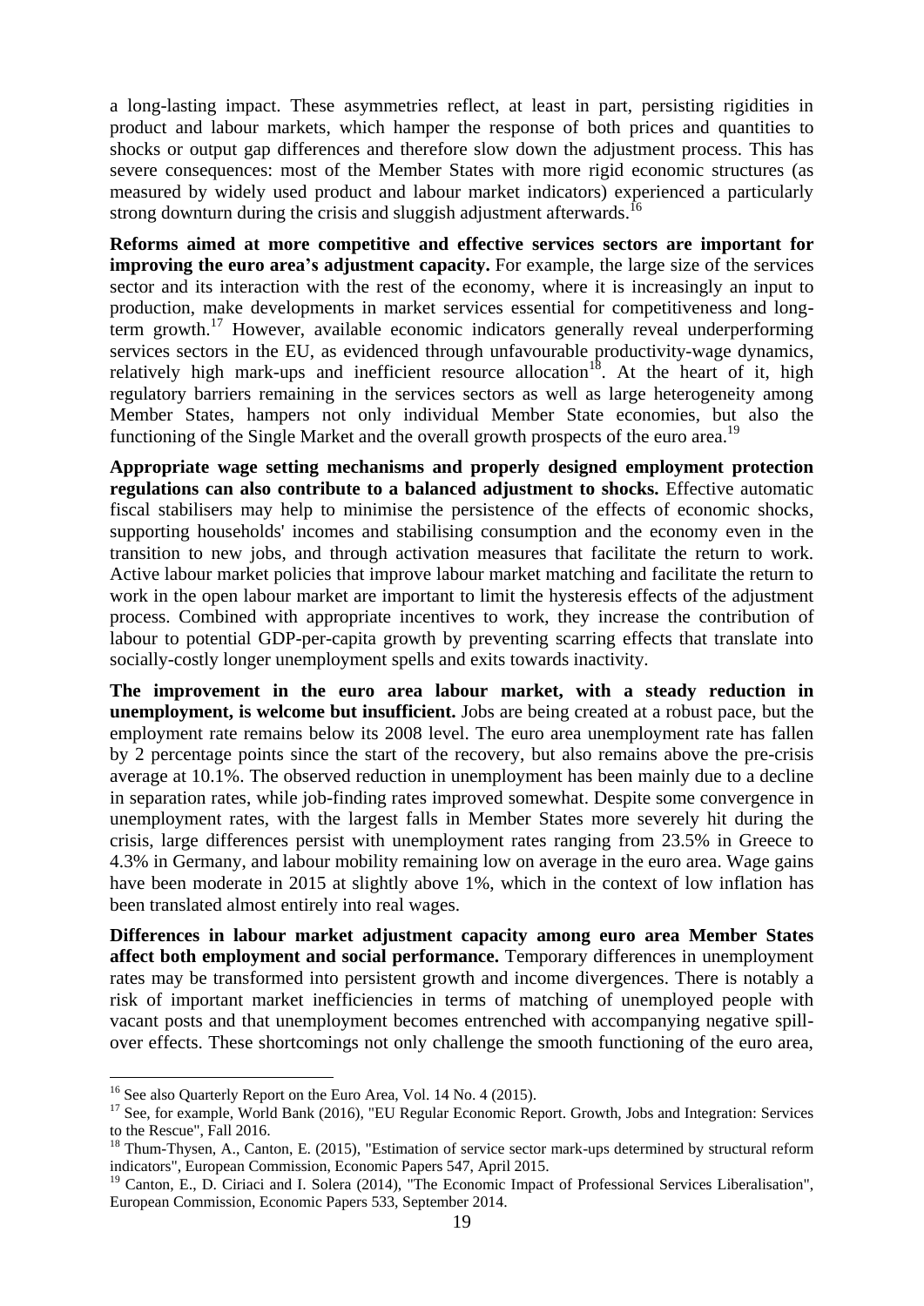a long-lasting impact. These asymmetries reflect, at least in part, persisting rigidities in product and labour markets, which hamper the response of both prices and quantities to shocks or output gap differences and therefore slow down the adjustment process. This has severe consequences: most of the Member States with more rigid economic structures (as measured by widely used product and labour market indicators) experienced a particularly strong downturn during the crisis and sluggish adjustment afterwards.[16]

**Reforms aimed at more competitive and effective services sectors are important for improving the euro area's adjustment capacity.** For example, the large size of the services sector and its interaction with the rest of the economy, where it is increasingly an input to production, make developments in market services essential for competitiveness and long-term growth.[17] However, available economic indicators generally reveal underperforming services sectors in the EU, as evidenced through unfavourable productivity-wage dynamics, relatively high mark-ups and inefficient resource allocation[18]. At the heart of it, high regulatory barriers remaining in the services sectors as well as large heterogeneity among Member States, hampers not only individual Member State economies, but also the functioning of the Single Market and the overall growth prospects of the euro area.[19]

**Appropriate wage setting mechanisms and properly designed employment protection regulations can also contribute to a balanced adjustment to shocks.** Effective automatic fiscal stabilisers may help to minimise the persistence of the effects of economic shocks, supporting households' incomes and stabilising consumption and the economy even in the transition to new jobs, and through activation measures that facilitate the return to work. Active labour market policies that improve labour market matching and facilitate the return to work in the open labour market are important to limit the hysteresis effects of the adjustment process. Combined with appropriate incentives to work, they increase the contribution of labour to potential GDP-per-capita growth by preventing scarring effects that translate into socially-costly longer unemployment spells and exits towards inactivity.

**The improvement in the euro area labour market, with a steady reduction in unemployment, is welcome but insufficient.** Jobs are being created at a robust pace, but the employment rate remains below its 2008 level. The euro area unemployment rate has fallen by 2 percentage points since the start of the recovery, but also remains above the pre-crisis average at 10.1%. The observed reduction in unemployment has been mainly due to a decline in separation rates, while job-finding rates improved somewhat. Despite some convergence in unemployment rates, with the largest falls in Member States more severely hit during the crisis, large differences persist with unemployment rates ranging from 23.5% in Greece to 4.3% in Germany, and labour mobility remaining low on average in the euro area. Wage gains have been moderate in 2015 at slightly above 1%, which in the context of low inflation has been translated almost entirely into real wages.

**Differences in labour market adjustment capacity among euro area Member States affect both employment and social performance.** Temporary differences in unemployment rates may be transformed into persistent growth and income divergences. There is notably a risk of important market inefficiencies in terms of matching of unemployed people with vacant posts and that unemployment becomes entrenched with accompanying negative spill-over effects. These shortcomings not only challenge the smooth functioning of the euro area,

---

[16] See also Quarterly Report on the Euro Area, Vol. 14 No. 4 (2015).

[17] See, for example, World Bank (2016), "EU Regular Economic Report. Growth, Jobs and Integration: Services to the Rescue", Fall 2016.

[18] Thum-Thysen, A., Canton, E. (2015), "Estimation of service sector mark-ups determined by structural reform indicators", European Commission, Economic Papers 547, April 2015.

[19] Canton, E., D. Ciriaci and I. Solera (2014), "The Economic Impact of Professional Services Liberalisation", European Commission, Economic Papers 533, September 2014.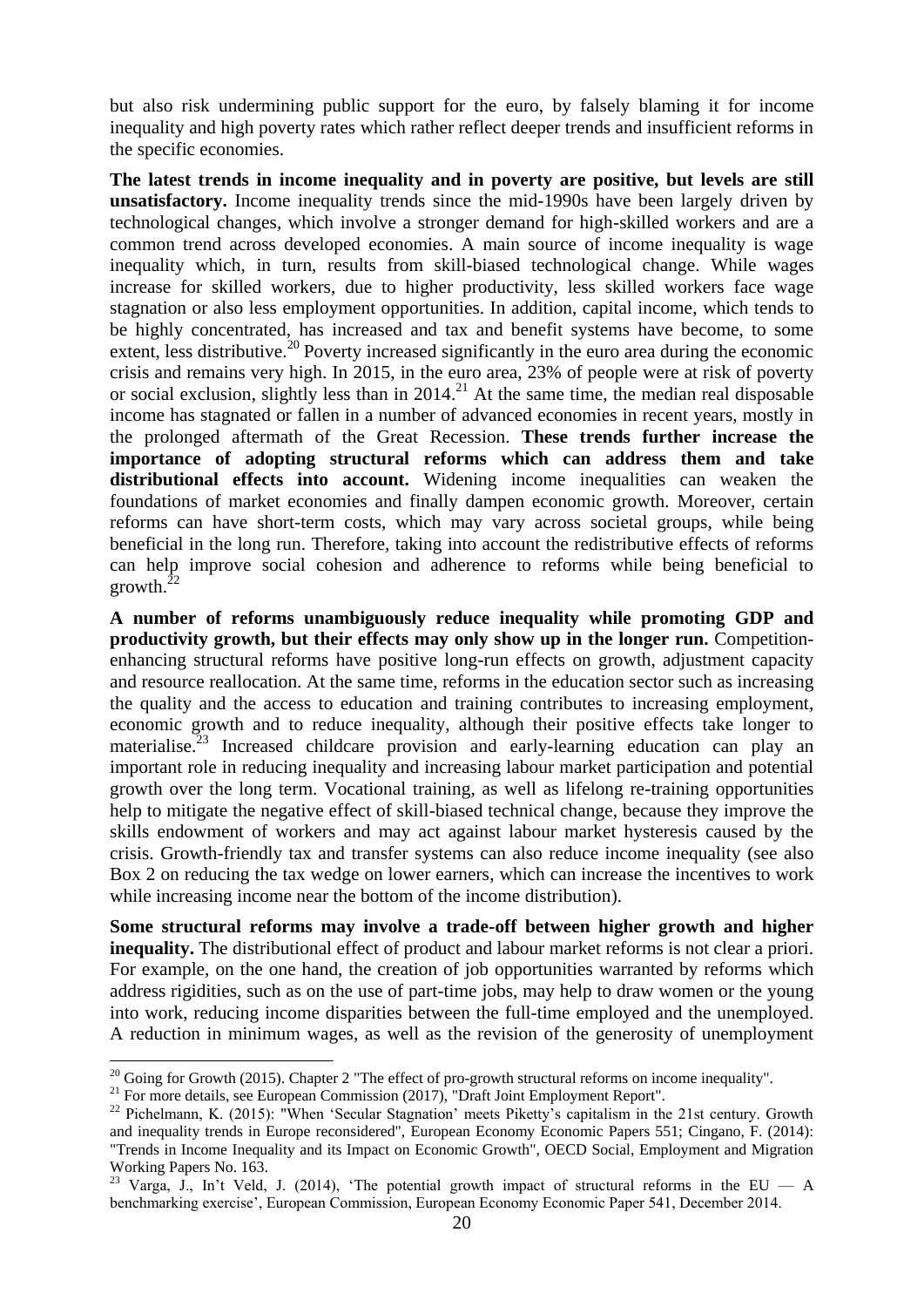but also risk undermining public support for the euro, by falsely blaming it for income inequality and high poverty rates which rather reflect deeper trends and insufficient reforms in the specific economies.

**The latest trends in income inequality and in poverty are positive, but levels are still unsatisfactory.** Income inequality trends since the mid-1990s have been largely driven by technological changes, which involve a stronger demand for high-skilled workers and are a common trend across developed economies. A main source of income inequality is wage inequality which, in turn, results from skill-biased technological change. While wages increase for skilled workers, due to higher productivity, less skilled workers face wage stagnation or also less employment opportunities. In addition, capital income, which tends to be highly concentrated, has increased and tax and benefit systems have become, to some extent, less distributive.[20] Poverty increased significantly in the euro area during the economic crisis and remains very high. In 2015, in the euro area, 23% of people were at risk of poverty or social exclusion, slightly less than in 2014.[21] At the same time, the median real disposable income has stagnated or fallen in a number of advanced economies in recent years, mostly in the prolonged aftermath of the Great Recession. **These trends further increase the importance of adopting structural reforms which can address them and take distributional effects into account.** Widening income inequalities can weaken the foundations of market economies and finally dampen economic growth. Moreover, certain reforms can have short-term costs, which may vary across societal groups, while being beneficial in the long run. Therefore, taking into account the redistributive effects of reforms can help improve social cohesion and adherence to reforms while being beneficial to growth.[22]

**A number of reforms unambiguously reduce inequality while promoting GDP and productivity growth, but their effects may only show up in the longer run.** Competition-enhancing structural reforms have positive long-run effects on growth, adjustment capacity and resource reallocation. At the same time, reforms in the education sector such as increasing the quality and the access to education and training contributes to increasing employment, economic growth and to reduce inequality, although their positive effects take longer to materialise.[23] Increased childcare provision and early-learning education can play an important role in reducing inequality and increasing labour market participation and potential growth over the long term. Vocational training, as well as lifelong re-training opportunities help to mitigate the negative effect of skill-biased technical change, because they improve the skills endowment of workers and may act against labour market hysteresis caused by the crisis. Growth-friendly tax and transfer systems can also reduce income inequality (see also Box 2 on reducing the tax wedge on lower earners, which can increase the incentives to work while increasing income near the bottom of the income distribution).

**Some structural reforms may involve a trade-off between higher growth and higher inequality.** The distributional effect of product and labour market reforms is not clear a priori. For example, on the one hand, the creation of job opportunities warranted by reforms which address rigidities, such as on the use of part-time jobs, may help to draw women or the young into work, reducing income disparities between the full-time employed and the unemployed. A reduction in minimum wages, as well as the revision of the generosity of unemployment

---

[20] Going for Growth (2015). Chapter 2 "The effect of pro-growth structural reforms on income inequality".

[21] For more details, see European Commission (2017), "Draft Joint Employment Report".

[22] Pichelmann, K. (2015): "When 'Secular Stagnation' meets Piketty's capitalism in the 21st century. Growth and inequality trends in Europe reconsidered", European Economy Economic Papers 551; Cingano, F. (2014): "Trends in Income Inequality and its Impact on Economic Growth", OECD Social, Employment and Migration Working Papers No. 163.

[23] Varga, J., In't Veld, J. (2014), 'The potential growth impact of structural reforms in the EU — A benchmarking exercise', European Commission, European Economy Economic Paper 541, December 2014.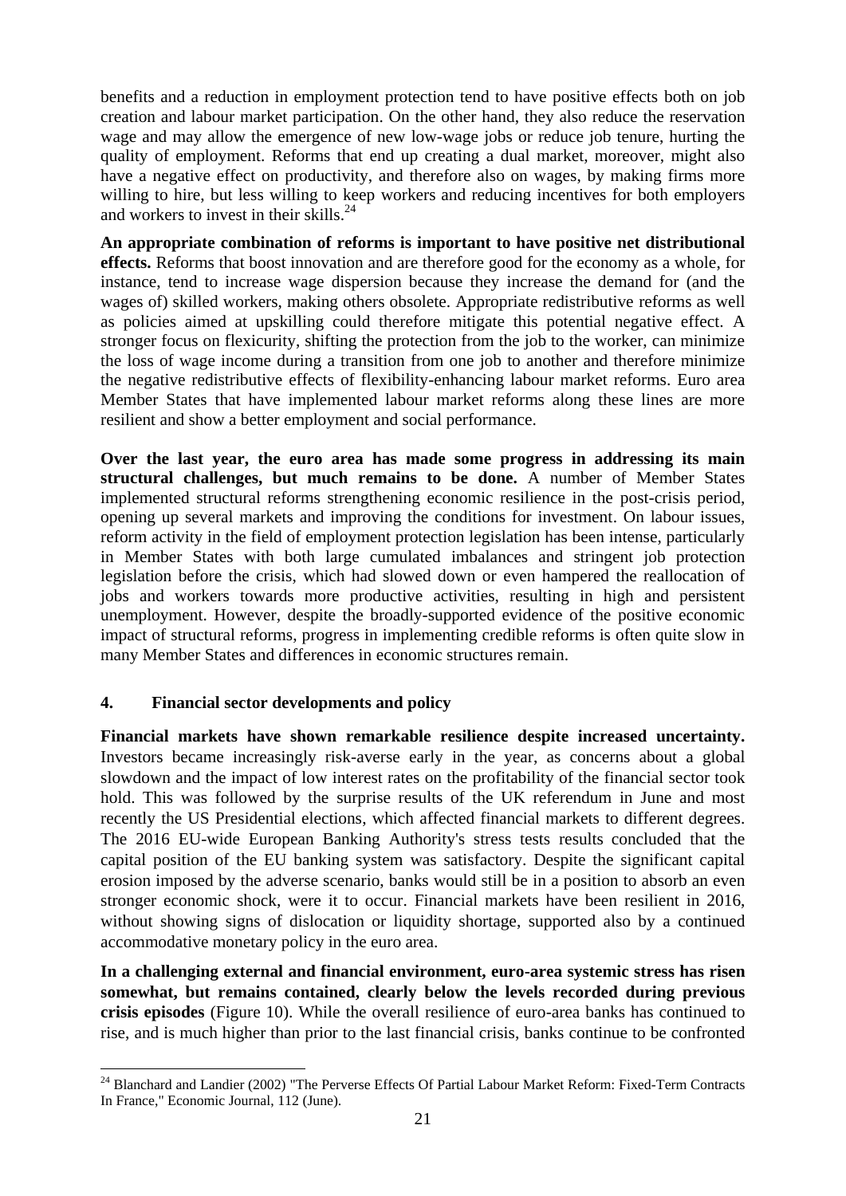benefits and a reduction in employment protection tend to have positive effects both on job creation and labour market participation. On the other hand, they also reduce the reservation wage and may allow the emergence of new low-wage jobs or reduce job tenure, hurting the quality of employment. Reforms that end up creating a dual market, moreover, might also have a negative effect on productivity, and therefore also on wages, by making firms more willing to hire, but less willing to keep workers and reducing incentives for both employers and workers to invest in their skills.[24]

**An appropriate combination of reforms is important to have positive net distributional effects.** Reforms that boost innovation and are therefore good for the economy as a whole, for instance, tend to increase wage dispersion because they increase the demand for (and the wages of) skilled workers, making others obsolete. Appropriate redistributive reforms as well as policies aimed at upskilling could therefore mitigate this potential negative effect. A stronger focus on flexicurity, shifting the protection from the job to the worker, can minimize the loss of wage income during a transition from one job to another and therefore minimize the negative redistributive effects of flexibility-enhancing labour market reforms. Euro area Member States that have implemented labour market reforms along these lines are more resilient and show a better employment and social performance.

**Over the last year, the euro area has made some progress in addressing its main structural challenges, but much remains to be done.** A number of Member States implemented structural reforms strengthening economic resilience in the post-crisis period, opening up several markets and improving the conditions for investment. On labour issues, reform activity in the field of employment protection legislation has been intense, particularly in Member States with both large cumulated imbalances and stringent job protection legislation before the crisis, which had slowed down or even hampered the reallocation of jobs and workers towards more productive activities, resulting in high and persistent unemployment. However, despite the broadly-supported evidence of the positive economic impact of structural reforms, progress in implementing credible reforms is often quite slow in many Member States and differences in economic structures remain.

## 4. Financial sector developments and policy

**Financial markets have shown remarkable resilience despite increased uncertainty.** Investors became increasingly risk-averse early in the year, as concerns about a global slowdown and the impact of low interest rates on the profitability of the financial sector took hold. This was followed by the surprise results of the UK referendum in June and most recently the US Presidential elections, which affected financial markets to different degrees. The 2016 EU-wide European Banking Authority's stress tests results concluded that the capital position of the EU banking system was satisfactory. Despite the significant capital erosion imposed by the adverse scenario, banks would still be in a position to absorb an even stronger economic shock, were it to occur. Financial markets have been resilient in 2016, without showing signs of dislocation or liquidity shortage, supported also by a continued accommodative monetary policy in the euro area.

**In a challenging external and financial environment, euro-area systemic stress has risen somewhat, but remains contained, clearly below the levels recorded during previous crisis episodes** (Figure 10). While the overall resilience of euro-area banks has continued to rise, and is much higher than prior to the last financial crisis, banks continue to be confronted

[24] Blanchard and Landier (2002) "The Perverse Effects Of Partial Labour Market Reform: Fixed-Term Contracts In France," Economic Journal, 112 (June).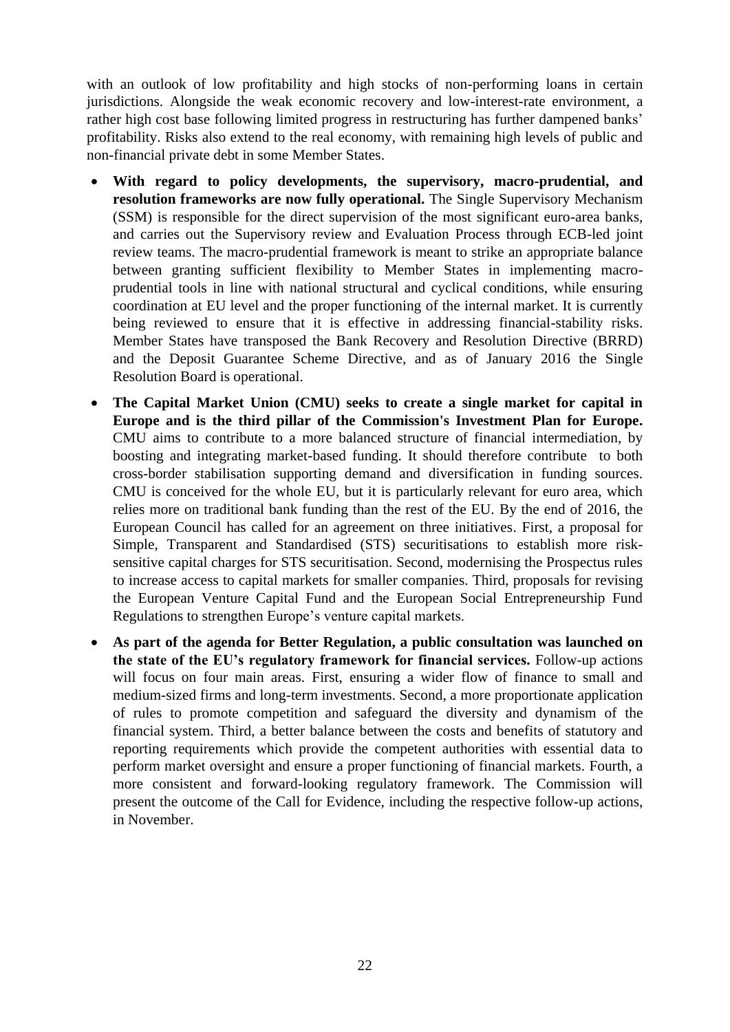with an outlook of low profitability and high stocks of non-performing loans in certain jurisdictions. Alongside the weak economic recovery and low-interest-rate environment, a rather high cost base following limited progress in restructuring has further dampened banks' profitability. Risks also extend to the real economy, with remaining high levels of public and non-financial private debt in some Member States.

- **With regard to policy developments, the supervisory, macro-prudential, and resolution frameworks are now fully operational.** The Single Supervisory Mechanism (SSM) is responsible for the direct supervision of the most significant euro-area banks, and carries out the Supervisory review and Evaluation Process through ECB-led joint review teams. The macro-prudential framework is meant to strike an appropriate balance between granting sufficient flexibility to Member States in implementing macro-prudential tools in line with national structural and cyclical conditions, while ensuring coordination at EU level and the proper functioning of the internal market. It is currently being reviewed to ensure that it is effective in addressing financial-stability risks. Member States have transposed the Bank Recovery and Resolution Directive (BRRD) and the Deposit Guarantee Scheme Directive, and as of January 2016 the Single Resolution Board is operational.
- **The Capital Market Union (CMU) seeks to create a single market for capital in Europe and is the third pillar of the Commission's Investment Plan for Europe.** CMU aims to contribute to a more balanced structure of financial intermediation, by boosting and integrating market-based funding. It should therefore contribute to both cross-border stabilisation supporting demand and diversification in funding sources. CMU is conceived for the whole EU, but it is particularly relevant for euro area, which relies more on traditional bank funding than the rest of the EU. By the end of 2016, the European Council has called for an agreement on three initiatives. First, a proposal for Simple, Transparent and Standardised (STS) securitisations to establish more risk-sensitive capital charges for STS securitisation. Second, modernising the Prospectus rules to increase access to capital markets for smaller companies. Third, proposals for revising the European Venture Capital Fund and the European Social Entrepreneurship Fund Regulations to strengthen Europe's venture capital markets.
- **As part of the agenda for Better Regulation, a public consultation was launched on the state of the EU's regulatory framework for financial services.** Follow-up actions will focus on four main areas. First, ensuring a wider flow of finance to small and medium-sized firms and long-term investments. Second, a more proportionate application of rules to promote competition and safeguard the diversity and dynamism of the financial system. Third, a better balance between the costs and benefits of statutory and reporting requirements which provide the competent authorities with essential data to perform market oversight and ensure a proper functioning of financial markets. Fourth, a more consistent and forward-looking regulatory framework. The Commission will present the outcome of the Call for Evidence, including the respective follow-up actions, in November.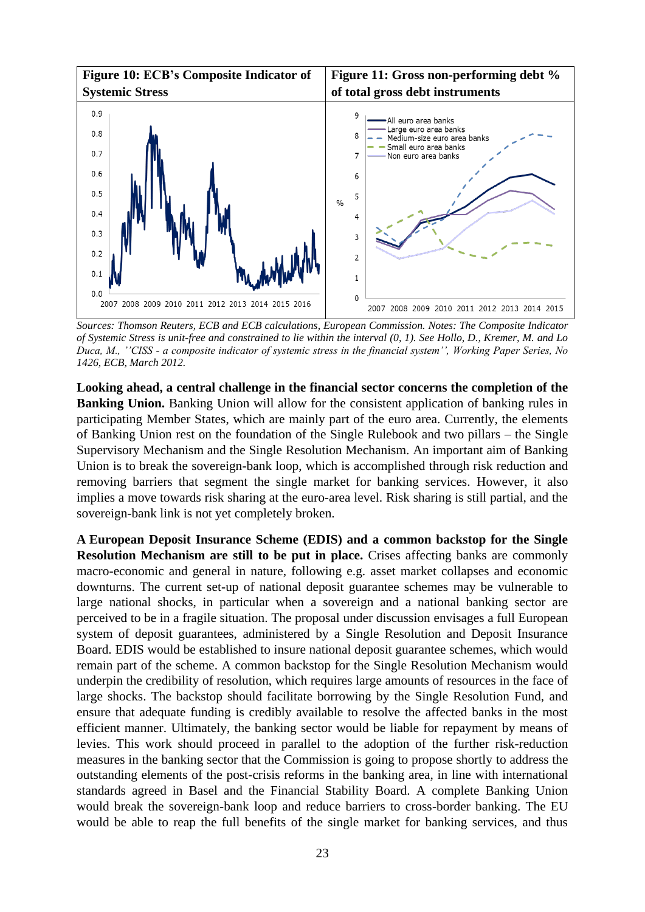| **Figure 10: ECB's Composite Indicator of Systemic Stress** | **Figure 11: Gross non-performing debt % of total gross debt instruments** |
|---|---|

*Sources: Thomson Reuters, ECB and ECB calculations, European Commission. Notes: The Composite Indicator of Systemic Stress is unit-free and constrained to lie within the interval (0, 1). See Hollo, D., Kremer, M. and Lo Duca, M., ''CISS - a composite indicator of systemic stress in the financial system'', Working Paper Series, No 1426, ECB, March 2012.*

**Looking ahead, a central challenge in the financial sector concerns the completion of the Banking Union.** Banking Union will allow for the consistent application of banking rules in participating Member States, which are mainly part of the euro area. Currently, the elements of Banking Union rest on the foundation of the Single Rulebook and two pillars – the Single Supervisory Mechanism and the Single Resolution Mechanism. An important aim of Banking Union is to break the sovereign-bank loop, which is accomplished through risk reduction and removing barriers that segment the single market for banking services. However, it also implies a move towards risk sharing at the euro-area level. Risk sharing is still partial, and the sovereign-bank link is not yet completely broken.

**A European Deposit Insurance Scheme (EDIS) and a common backstop for the Single Resolution Mechanism are still to be put in place.** Crises affecting banks are commonly macro-economic and general in nature, following e.g. asset market collapses and economic downturns. The current set-up of national deposit guarantee schemes may be vulnerable to large national shocks, in particular when a sovereign and a national banking sector are perceived to be in a fragile situation. The proposal under discussion envisages a full European system of deposit guarantees, administered by a Single Resolution and Deposit Insurance Board. EDIS would be established to insure national deposit guarantee schemes, which would remain part of the scheme. A common backstop for the Single Resolution Mechanism would underpin the credibility of resolution, which requires large amounts of resources in the face of large shocks. The backstop should facilitate borrowing by the Single Resolution Fund, and ensure that adequate funding is credibly available to resolve the affected banks in the most efficient manner. Ultimately, the banking sector would be liable for repayment by means of levies. This work should proceed in parallel to the adoption of the further risk-reduction measures in the banking sector that the Commission is going to propose shortly to address the outstanding elements of the post-crisis reforms in the banking area, in line with international standards agreed in Basel and the Financial Stability Board. A complete Banking Union would break the sovereign-bank loop and reduce barriers to cross-border banking. The EU would be able to reap the full benefits of the single market for banking services, and thus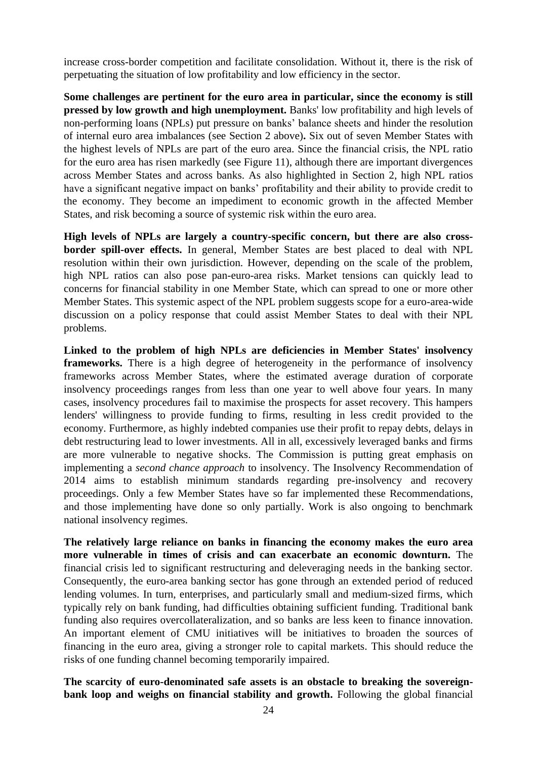increase cross-border competition and facilitate consolidation. Without it, there is the risk of perpetuating the situation of low profitability and low efficiency in the sector.

**Some challenges are pertinent for the euro area in particular, since the economy is still pressed by low growth and high unemployment.** Banks' low profitability and high levels of non-performing loans (NPLs) put pressure on banks' balance sheets and hinder the resolution of internal euro area imbalances (see Section 2 above)**.** Six out of seven Member States with the highest levels of NPLs are part of the euro area. Since the financial crisis, the NPL ratio for the euro area has risen markedly (see Figure 11), although there are important divergences across Member States and across banks. As also highlighted in Section 2, high NPL ratios have a significant negative impact on banks' profitability and their ability to provide credit to the economy. They become an impediment to economic growth in the affected Member States, and risk becoming a source of systemic risk within the euro area.

**High levels of NPLs are largely a country-specific concern, but there are also cross-border spill-over effects.** In general, Member States are best placed to deal with NPL resolution within their own jurisdiction. However, depending on the scale of the problem, high NPL ratios can also pose pan-euro-area risks. Market tensions can quickly lead to concerns for financial stability in one Member State, which can spread to one or more other Member States. This systemic aspect of the NPL problem suggests scope for a euro-area-wide discussion on a policy response that could assist Member States to deal with their NPL problems.

**Linked to the problem of high NPLs are deficiencies in Member States' insolvency frameworks.** There is a high degree of heterogeneity in the performance of insolvency frameworks across Member States, where the estimated average duration of corporate insolvency proceedings ranges from less than one year to well above four years. In many cases, insolvency procedures fail to maximise the prospects for asset recovery. This hampers lenders' willingness to provide funding to firms, resulting in less credit provided to the economy. Furthermore, as highly indebted companies use their profit to repay debts, delays in debt restructuring lead to lower investments. All in all, excessively leveraged banks and firms are more vulnerable to negative shocks. The Commission is putting great emphasis on implementing a *second chance approach* to insolvency. The Insolvency Recommendation of 2014 aims to establish minimum standards regarding pre-insolvency and recovery proceedings. Only a few Member States have so far implemented these Recommendations, and those implementing have done so only partially. Work is also ongoing to benchmark national insolvency regimes.

**The relatively large reliance on banks in financing the economy makes the euro area more vulnerable in times of crisis and can exacerbate an economic downturn.** The financial crisis led to significant restructuring and deleveraging needs in the banking sector. Consequently, the euro-area banking sector has gone through an extended period of reduced lending volumes. In turn, enterprises, and particularly small and medium-sized firms, which typically rely on bank funding, had difficulties obtaining sufficient funding. Traditional bank funding also requires overcollateralization, and so banks are less keen to finance innovation. An important element of CMU initiatives will be initiatives to broaden the sources of financing in the euro area, giving a stronger role to capital markets. This should reduce the risks of one funding channel becoming temporarily impaired.

**The scarcity of euro-denominated safe assets is an obstacle to breaking the sovereign-bank loop and weighs on financial stability and growth.** Following the global financial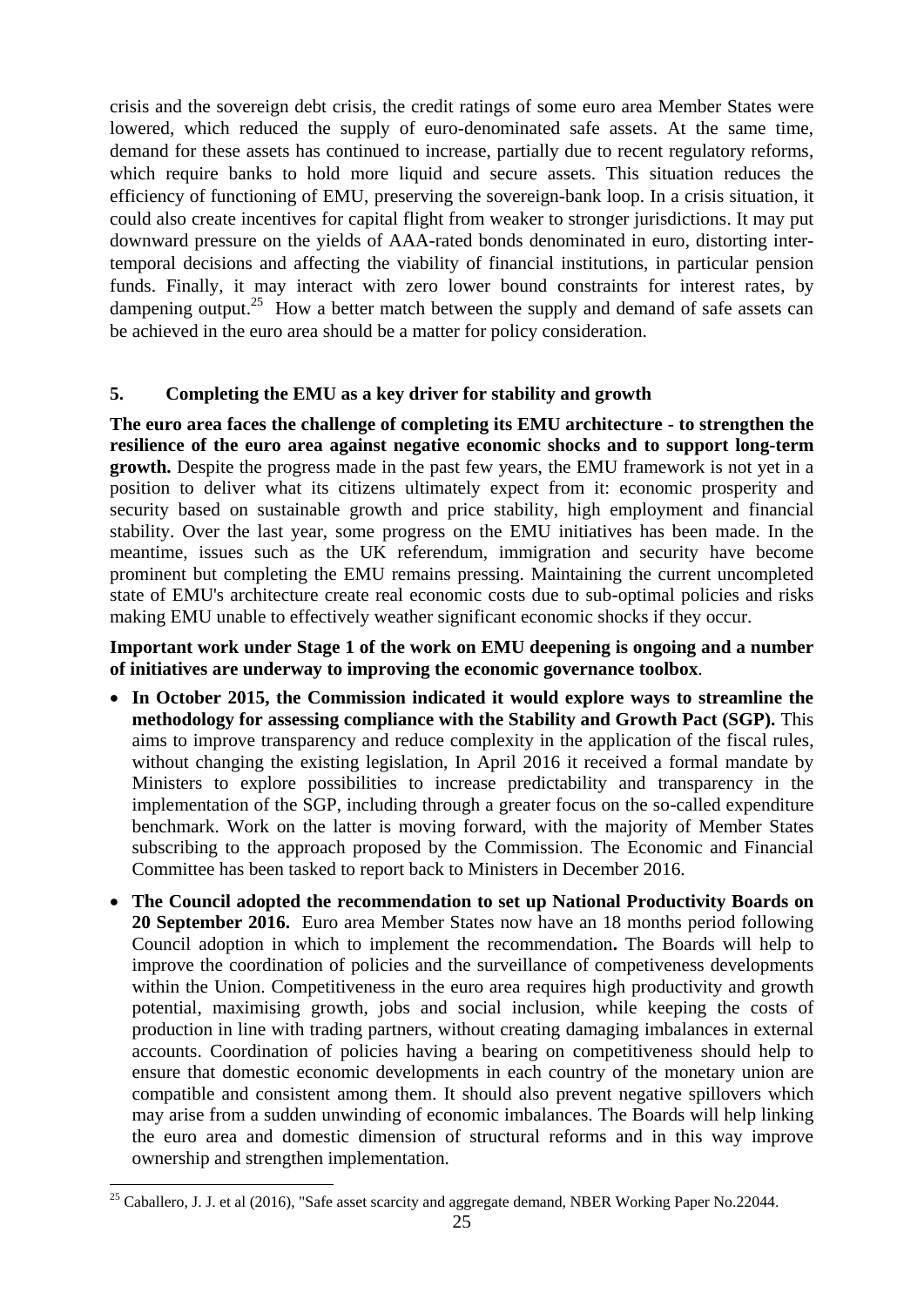crisis and the sovereign debt crisis, the credit ratings of some euro area Member States were lowered, which reduced the supply of euro-denominated safe assets. At the same time, demand for these assets has continued to increase, partially due to recent regulatory reforms, which require banks to hold more liquid and secure assets. This situation reduces the efficiency of functioning of EMU, preserving the sovereign-bank loop. In a crisis situation, it could also create incentives for capital flight from weaker to stronger jurisdictions. It may put downward pressure on the yields of AAA-rated bonds denominated in euro, distorting inter-temporal decisions and affecting the viability of financial institutions, in particular pension funds. Finally, it may interact with zero lower bound constraints for interest rates, by dampening output.[25] How a better match between the supply and demand of safe assets can be achieved in the euro area should be a matter for policy consideration.

## 5. Completing the EMU as a key driver for stability and growth

**The euro area faces the challenge of completing its EMU architecture - to strengthen the resilience of the euro area against negative economic shocks and to support long-term growth.** Despite the progress made in the past few years, the EMU framework is not yet in a position to deliver what its citizens ultimately expect from it: economic prosperity and security based on sustainable growth and price stability, high employment and financial stability. Over the last year, some progress on the EMU initiatives has been made. In the meantime, issues such as the UK referendum, immigration and security have become prominent but completing the EMU remains pressing. Maintaining the current uncompleted state of EMU's architecture create real economic costs due to sub-optimal policies and risks making EMU unable to effectively weather significant economic shocks if they occur.

**Important work under Stage 1 of the work on EMU deepening is ongoing and a number of initiatives are underway to improving the economic governance toolbox**.

- **In October 2015, the Commission indicated it would explore ways to streamline the methodology for assessing compliance with the Stability and Growth Pact (SGP).** This aims to improve transparency and reduce complexity in the application of the fiscal rules, without changing the existing legislation, In April 2016 it received a formal mandate by Ministers to explore possibilities to increase predictability and transparency in the implementation of the SGP, including through a greater focus on the so-called expenditure benchmark. Work on the latter is moving forward, with the majority of Member States subscribing to the approach proposed by the Commission. The Economic and Financial Committee has been tasked to report back to Ministers in December 2016.
- **The Council adopted the recommendation to set up National Productivity Boards on 20 September 2016.** Euro area Member States now have an 18 months period following Council adoption in which to implement the recommendation**.** The Boards will help to improve the coordination of policies and the surveillance of competiveness developments within the Union. Competitiveness in the euro area requires high productivity and growth potential, maximising growth, jobs and social inclusion, while keeping the costs of production in line with trading partners, without creating damaging imbalances in external accounts. Coordination of policies having a bearing on competitiveness should help to ensure that domestic economic developments in each country of the monetary union are compatible and consistent among them. It should also prevent negative spillovers which may arise from a sudden unwinding of economic imbalances. The Boards will help linking the euro area and domestic dimension of structural reforms and in this way improve ownership and strengthen implementation.

[25] Caballero, J. J. et al (2016), "Safe asset scarcity and aggregate demand, NBER Working Paper No.22044.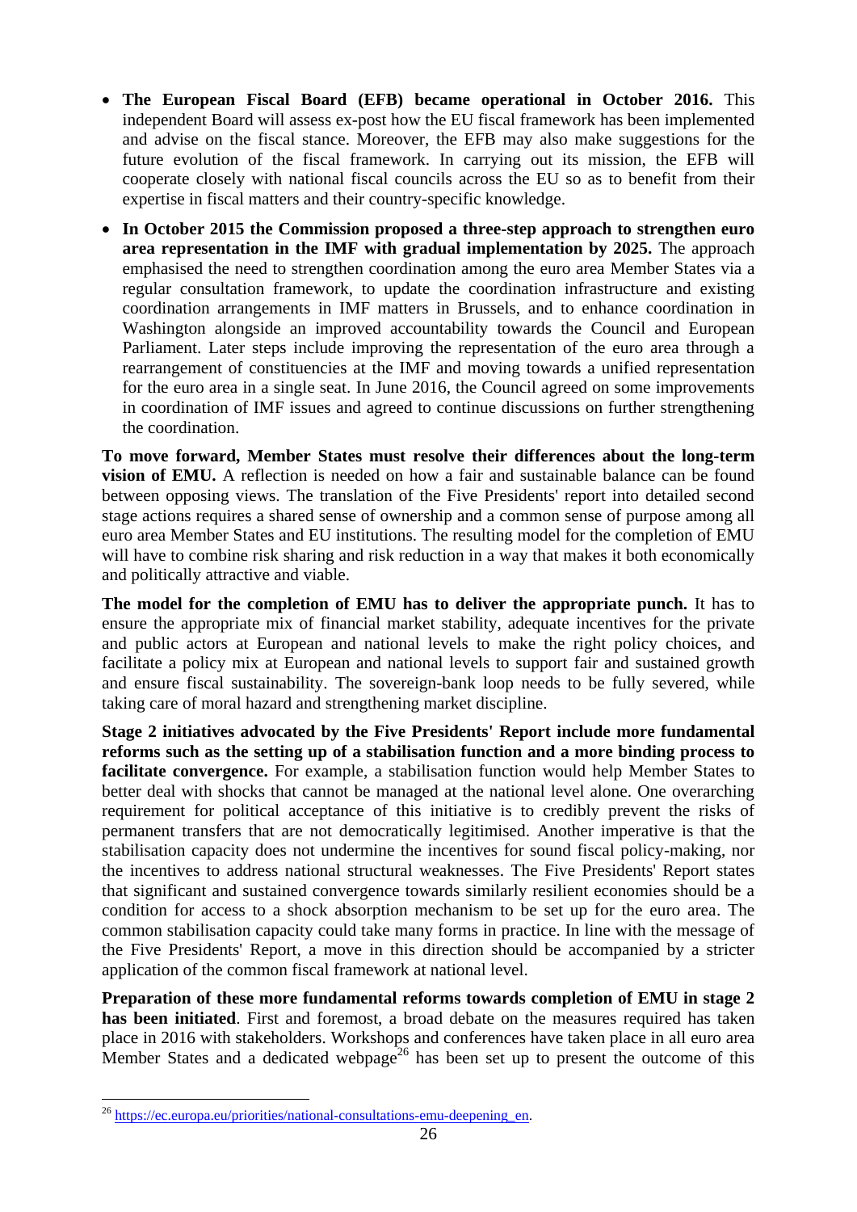- **The European Fiscal Board (EFB) became operational in October 2016.** This independent Board will assess ex-post how the EU fiscal framework has been implemented and advise on the fiscal stance. Moreover, the EFB may also make suggestions for the future evolution of the fiscal framework. In carrying out its mission, the EFB will cooperate closely with national fiscal councils across the EU so as to benefit from their expertise in fiscal matters and their country-specific knowledge.
- **In October 2015 the Commission proposed a three-step approach to strengthen euro area representation in the IMF with gradual implementation by 2025.** The approach emphasised the need to strengthen coordination among the euro area Member States via a regular consultation framework, to update the coordination infrastructure and existing coordination arrangements in IMF matters in Brussels, and to enhance coordination in Washington alongside an improved accountability towards the Council and European Parliament. Later steps include improving the representation of the euro area through a rearrangement of constituencies at the IMF and moving towards a unified representation for the euro area in a single seat. In June 2016, the Council agreed on some improvements in coordination of IMF issues and agreed to continue discussions on further strengthening the coordination.

**To move forward, Member States must resolve their differences about the long-term vision of EMU.** A reflection is needed on how a fair and sustainable balance can be found between opposing views. The translation of the Five Presidents' report into detailed second stage actions requires a shared sense of ownership and a common sense of purpose among all euro area Member States and EU institutions. The resulting model for the completion of EMU will have to combine risk sharing and risk reduction in a way that makes it both economically and politically attractive and viable.

**The model for the completion of EMU has to deliver the appropriate punch.** It has to ensure the appropriate mix of financial market stability, adequate incentives for the private and public actors at European and national levels to make the right policy choices, and facilitate a policy mix at European and national levels to support fair and sustained growth and ensure fiscal sustainability. The sovereign-bank loop needs to be fully severed, while taking care of moral hazard and strengthening market discipline.

**Stage 2 initiatives advocated by the Five Presidents' Report include more fundamental reforms such as the setting up of a stabilisation function and a more binding process to facilitate convergence.** For example, a stabilisation function would help Member States to better deal with shocks that cannot be managed at the national level alone. One overarching requirement for political acceptance of this initiative is to credibly prevent the risks of permanent transfers that are not democratically legitimised. Another imperative is that the stabilisation capacity does not undermine the incentives for sound fiscal policy-making, nor the incentives to address national structural weaknesses. The Five Presidents' Report states that significant and sustained convergence towards similarly resilient economies should be a condition for access to a shock absorption mechanism to be set up for the euro area. The common stabilisation capacity could take many forms in practice. In line with the message of the Five Presidents' Report, a move in this direction should be accompanied by a stricter application of the common fiscal framework at national level.

**Preparation of these more fundamental reforms towards completion of EMU in stage 2 has been initiated**. First and foremost, a broad debate on the measures required has taken place in 2016 with stakeholders. Workshops and conferences have taken place in all euro area Member States and a dedicated webpage[26] has been set up to present the outcome of this

[26] https://ec.europa.eu/priorities/national-consultations-emu-deepening_en.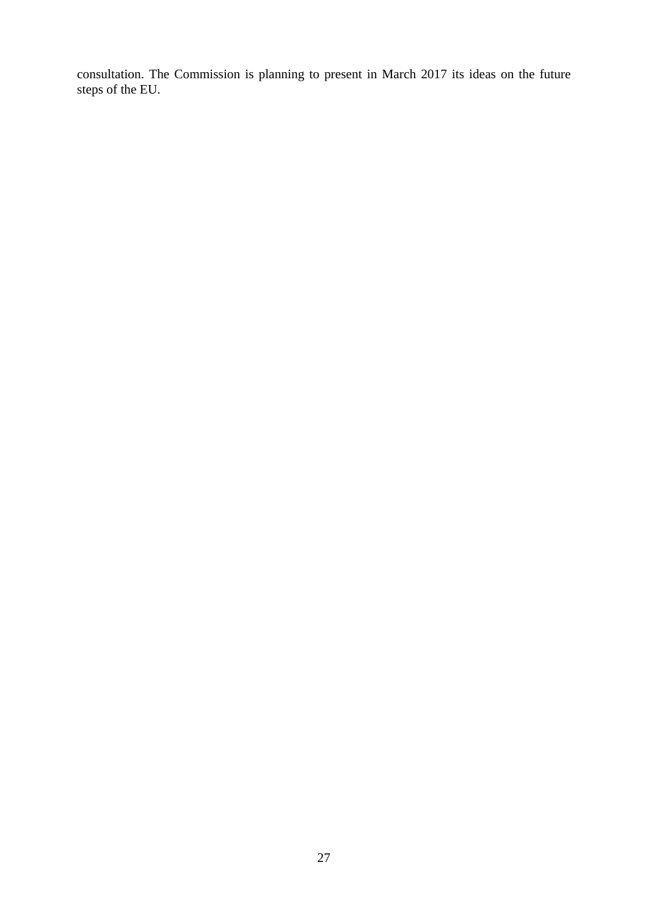consultation. The Commission is planning to present in March 2017 its ideas on the future steps of the EU.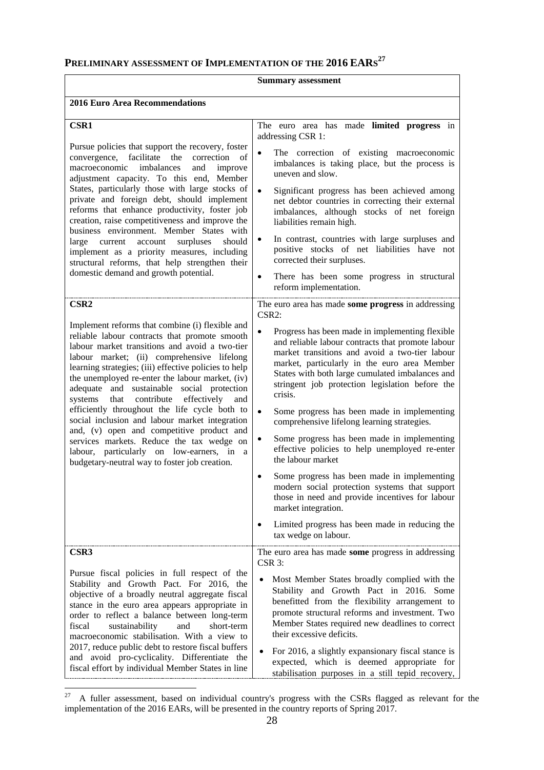## PRELIMINARY ASSESSMENT OF IMPLEMENTATION OF THE 2016 EARs[27]

| | Summary assessment |
|---|---|
| **2016 Euro Area Recommendations** | |
| **CSR1**<br><br>Pursue policies that support the recovery, foster convergence, facilitate the correction of macroeconomic imbalances and improve adjustment capacity. To this end, Member States, particularly those with large stocks of private and foreign debt, should implement reforms that enhance productivity, foster job creation, raise competitiveness and improve the business environment. Member States with large current account surpluses should implement as a priority measures, including structural reforms, that help strengthen their domestic demand and growth potential. | The euro area has made **limited progress** in addressing CSR 1:<br><br>• The correction of existing macroeconomic imbalances is taking place, but the process is uneven and slow.<br><br>• Significant progress has been achieved among net debtor countries in correcting their external imbalances, although stocks of net foreign liabilities remain high.<br><br>• In contrast, countries with large surpluses and positive stocks of net liabilities have not corrected their surpluses.<br><br>• There has been some progress in structural reform implementation. |
| **CSR2**<br><br>Implement reforms that combine (i) flexible and reliable labour contracts that promote smooth labour market transitions and avoid a two-tier labour market; (ii) comprehensive lifelong learning strategies; (iii) effective policies to help the unemployed re-enter the labour market, (iv) adequate and sustainable social protection systems that contribute effectively and efficiently throughout the life cycle both to social inclusion and labour market integration and, (v) open and competitive product and services markets. Reduce the tax wedge on labour, particularly on low-earners, in a budgetary-neutral way to foster job creation. | The euro area has made **some progress** in addressing CSR2:<br><br>• Progress has been made in implementing flexible and reliable labour contracts that promote labour market transitions and avoid a two-tier labour market, particularly in the euro area Member States with both large cumulated imbalances and stringent job protection legislation before the crisis.<br><br>• Some progress has been made in implementing comprehensive lifelong learning strategies.<br><br>• Some progress has been made in implementing effective policies to help unemployed re-enter the labour market<br><br>• Some progress has been made in implementing modern social protection systems that support those in need and provide incentives for labour market integration.<br><br>• Limited progress has been made in reducing the tax wedge on labour. |
| **CSR3**<br><br>Pursue fiscal policies in full respect of the Stability and Growth Pact. For 2016, the objective of a broadly neutral aggregate fiscal stance in the euro area appears appropriate in order to reflect a balance between long-term fiscal sustainability and short-term macroeconomic stabilisation. With a view to 2017, reduce public debt to restore fiscal buffers and avoid pro-cyclicality. Differentiate the fiscal effort by individual Member States in line | The euro area has made **some** progress in addressing CSR 3:<br><br>• Most Member States broadly complied with the Stability and Growth Pact in 2016. Some benefitted from the flexibility arrangement to promote structural reforms and investment. Two Member States required new deadlines to correct their excessive deficits.<br><br>• For 2016, a slightly expansionary fiscal stance is expected, which is deemed appropriate for stabilisation purposes in a still tepid recovery, |

[27] A fuller assessment, based on individual country's progress with the CSRs flagged as relevant for the implementation of the 2016 EARs, will be presented in the country reports of Spring 2017.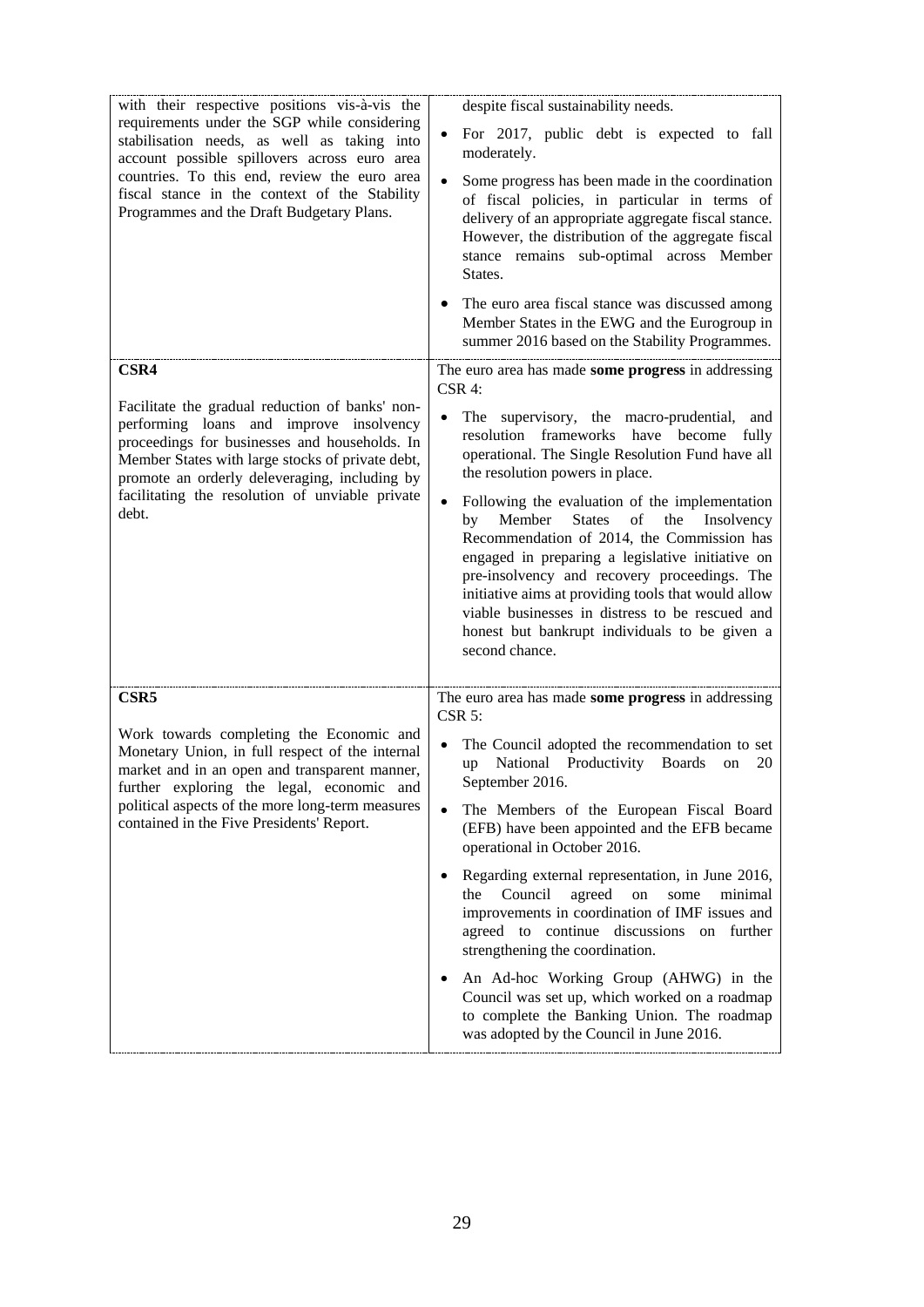| | |
|---|---|
| with their respective positions vis-à-vis the requirements under the SGP while considering stabilisation needs, as well as taking into account possible spillovers across euro area countries. To this end, review the euro area fiscal stance in the context of the Stability Programmes and the Draft Budgetary Plans. | despite fiscal sustainability needs.<br>• For 2017, public debt is expected to fall moderately.<br>• Some progress has been made in the coordination of fiscal policies, in particular in terms of delivery of an appropriate aggregate fiscal stance. However, the distribution of the aggregate fiscal stance remains sub-optimal across Member States.<br>• The euro area fiscal stance was discussed among Member States in the EWG and the Eurogroup in summer 2016 based on the Stability Programmes. |
| **CSR4**<br><br>Facilitate the gradual reduction of banks' non-performing loans and improve insolvency proceedings for businesses and households. In Member States with large stocks of private debt, promote an orderly deleveraging, including by facilitating the resolution of unviable private debt. | The euro area has made **some progress** in addressing CSR 4:<br>• The supervisory, the macro-prudential, and resolution frameworks have become fully operational. The Single Resolution Fund have all the resolution powers in place.<br>• Following the evaluation of the implementation by Member States of the Insolvency Recommendation of 2014, the Commission has engaged in preparing a legislative initiative on pre-insolvency and recovery proceedings. The initiative aims at providing tools that would allow viable businesses in distress to be rescued and honest but bankrupt individuals to be given a second chance. |
| **CSR5**<br><br>Work towards completing the Economic and Monetary Union, in full respect of the internal market and in an open and transparent manner, further exploring the legal, economic and political aspects of the more long-term measures contained in the Five Presidents' Report. | The euro area has made **some progress** in addressing CSR 5:<br>• The Council adopted the recommendation to set up National Productivity Boards on 20 September 2016.<br>• The Members of the European Fiscal Board (EFB) have been appointed and the EFB became operational in October 2016.<br>• Regarding external representation, in June 2016, the Council agreed on some minimal improvements in coordination of IMF issues and agreed to continue discussions on further strengthening the coordination.<br>• An Ad-hoc Working Group (AHWG) in the Council was set up, which worked on a roadmap to complete the Banking Union. The roadmap was adopted by the Council in June 2016. |